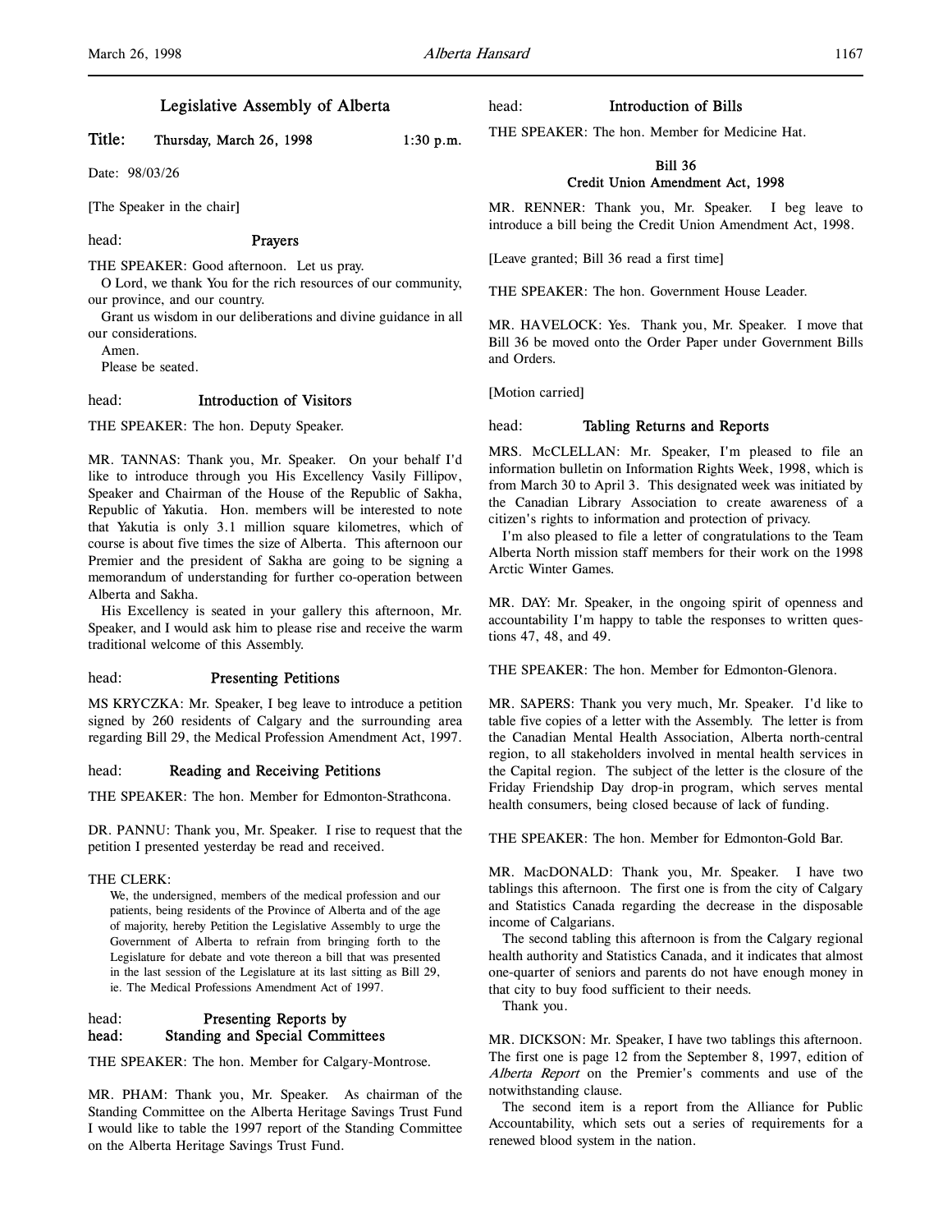# Legislative Assembly of Alberta

**Title: Thursday, March 26, 1998 1:30 p.m.**

Date: 98/03/26

[The Speaker in the chair]

head: **Prayers**

THE SPEAKER: Good afternoon. Let us pray.

O Lord, we thank You for the rich resources of our community, our province, and our country.

Grant us wisdom in our deliberations and divine guidance in all our considerations.

Amen.

Please be seated.

head: **Introduction of Visitors**

THE SPEAKER: The hon. Deputy Speaker.

MR. TANNAS: Thank you, Mr. Speaker. On your behalf I'd like to introduce through you His Excellency Vasily Fillipov, Speaker and Chairman of the House of the Republic of Sakha, Republic of Yakutia. Hon. members will be interested to note that Yakutia is only 3.1 million square kilometres, which of course is about five times the size of Alberta. This afternoon our Premier and the president of Sakha are going to be signing a memorandum of understanding for further co-operation between Alberta and Sakha.

His Excellency is seated in your gallery this afternoon, Mr. Speaker, and I would ask him to please rise and receive the warm traditional welcome of this Assembly.

head: **Presenting Petitions**

MS KRYCZKA: Mr. Speaker, I beg leave to introduce a petition signed by 260 residents of Calgary and the surrounding area regarding Bill 29, the Medical Profession Amendment Act, 1997.

head: **Reading and Receiving Petitions**

THE SPEAKER: The hon. Member for Edmonton-Strathcona.

DR. PANNU: Thank you, Mr. Speaker. I rise to request that the petition I presented yesterday be read and received.

THE CLERK:

> We, the undersigned, members of the medical profession and our patients, being residents of the Province of Alberta and of the age of majority, hereby Petition the Legislative Assembly to urge the Government of Alberta to refrain from bringing forth to the Legislature for debate and vote thereon a bill that was presented in the last session of the Legislature at its last sitting as Bill 29, ie. The Medical Professions Amendment Act of 1997.

head: **Presenting Reports by**
head: **Standing and Special Committees**

THE SPEAKER: The hon. Member for Calgary-Montrose.

MR. PHAM: Thank you, Mr. Speaker. As chairman of the Standing Committee on the Alberta Heritage Savings Trust Fund I would like to table the 1997 report of the Standing Committee on the Alberta Heritage Savings Trust Fund.

head: **Introduction of Bills**

THE SPEAKER: The hon. Member for Medicine Hat.

**Bill 36**
**Credit Union Amendment Act, 1998**

MR. RENNER: Thank you, Mr. Speaker. I beg leave to introduce a bill being the Credit Union Amendment Act, 1998.

[Leave granted; Bill 36 read a first time]

THE SPEAKER: The hon. Government House Leader.

MR. HAVELOCK: Yes. Thank you, Mr. Speaker. I move that Bill 36 be moved onto the Order Paper under Government Bills and Orders.

[Motion carried]

head: **Tabling Returns and Reports**

MRS. McCLELLAN: Mr. Speaker, I'm pleased to file an information bulletin on Information Rights Week, 1998, which is from March 30 to April 3. This designated week was initiated by the Canadian Library Association to create awareness of a citizen's rights to information and protection of privacy.

I'm also pleased to file a letter of congratulations to the Team Alberta North mission staff members for their work on the 1998 Arctic Winter Games.

MR. DAY: Mr. Speaker, in the ongoing spirit of openness and accountability I'm happy to table the responses to written questions 47, 48, and 49.

THE SPEAKER: The hon. Member for Edmonton-Glenora.

MR. SAPERS: Thank you very much, Mr. Speaker. I'd like to table five copies of a letter with the Assembly. The letter is from the Canadian Mental Health Association, Alberta north-central region, to all stakeholders involved in mental health services in the Capital region. The subject of the letter is the closure of the Friday Friendship Day drop-in program, which serves mental health consumers, being closed because of lack of funding.

THE SPEAKER: The hon. Member for Edmonton-Gold Bar.

MR. MacDONALD: Thank you, Mr. Speaker. I have two tablings this afternoon. The first one is from the city of Calgary and Statistics Canada regarding the decrease in the disposable income of Calgarians.

The second tabling this afternoon is from the Calgary regional health authority and Statistics Canada, and it indicates that almost one-quarter of seniors and parents do not have enough money in that city to buy food sufficient to their needs.

Thank you.

MR. DICKSON: Mr. Speaker, I have two tablings this afternoon. The first one is page 12 from the September 8, 1997, edition of *Alberta Report* on the Premier's comments and use of the notwithstanding clause.

The second item is a report from the Alliance for Public Accountability, which sets out a series of requirements for a renewed blood system in the nation.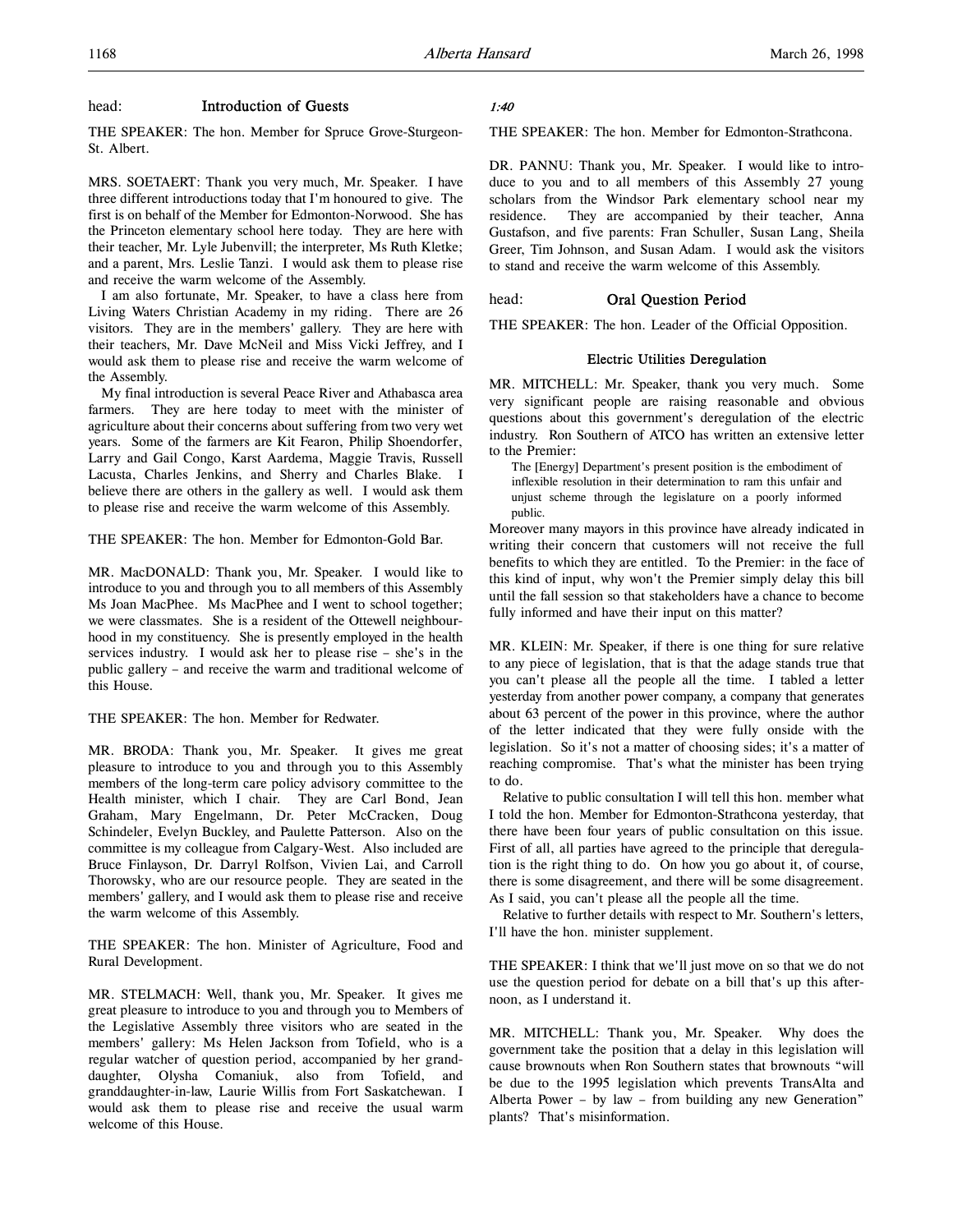## head: Introduction of Guests

THE SPEAKER: The hon. Member for Spruce Grove-Sturgeon-St. Albert.

MRS. SOETAERT: Thank you very much, Mr. Speaker. I have three different introductions today that I'm honoured to give. The first is on behalf of the Member for Edmonton-Norwood. She has the Princeton elementary school here today. They are here with their teacher, Mr. Lyle Jubenvill; the interpreter, Ms Ruth Kletke; and a parent, Mrs. Leslie Tanzi. I would ask them to please rise and receive the warm welcome of the Assembly.

I am also fortunate, Mr. Speaker, to have a class here from Living Waters Christian Academy in my riding. There are 26 visitors. They are in the members' gallery. They are here with their teachers, Mr. Dave McNeil and Miss Vicki Jeffrey, and I would ask them to please rise and receive the warm welcome of the Assembly.

My final introduction is several Peace River and Athabasca area farmers. They are here today to meet with the minister of agriculture about their concerns about suffering from two very wet years. Some of the farmers are Kit Fearon, Philip Shoendorfer, Larry and Gail Congo, Karst Aardema, Maggie Travis, Russell Lacusta, Charles Jenkins, and Sherry and Charles Blake. I believe there are others in the gallery as well. I would ask them to please rise and receive the warm welcome of this Assembly.

THE SPEAKER: The hon. Member for Edmonton-Gold Bar.

MR. MacDONALD: Thank you, Mr. Speaker. I would like to introduce to you and through you to all members of this Assembly Ms Joan MacPhee. Ms MacPhee and I went to school together; we were classmates. She is a resident of the Ottewell neighbourhood in my constituency. She is presently employed in the health services industry. I would ask her to please rise – she's in the public gallery – and receive the warm and traditional welcome of this House.

THE SPEAKER: The hon. Member for Redwater.

MR. BRODA: Thank you, Mr. Speaker. It gives me great pleasure to introduce to you and through you to this Assembly members of the long-term care policy advisory committee to the Health minister, which I chair. They are Carl Bond, Jean Graham, Mary Engelmann, Dr. Peter McCracken, Doug Schindeler, Evelyn Buckley, and Paulette Patterson. Also on the committee is my colleague from Calgary-West. Also included are Bruce Finlayson, Dr. Darryl Rolfson, Vivien Lai, and Carroll Thorowsky, who are our resource people. They are seated in the members' gallery, and I would ask them to please rise and receive the warm welcome of this Assembly.

THE SPEAKER: The hon. Minister of Agriculture, Food and Rural Development.

MR. STELMACH: Well, thank you, Mr. Speaker. It gives me great pleasure to introduce to you and through you to Members of the Legislative Assembly three visitors who are seated in the members' gallery: Ms Helen Jackson from Tofield, who is a regular watcher of question period, accompanied by her granddaughter, Olysha Comaniuk, also from Tofield, and granddaughter-in-law, Laurie Willis from Fort Saskatchewan. I would ask them to please rise and receive the usual warm welcome of this House.

*1:40*

THE SPEAKER: The hon. Member for Edmonton-Strathcona.

DR. PANNU: Thank you, Mr. Speaker. I would like to introduce to you and to all members of this Assembly 27 young scholars from the Windsor Park elementary school near my residence. They are accompanied by their teacher, Anna Gustafson, and five parents: Fran Schuller, Susan Lang, Sheila Greer, Tim Johnson, and Susan Adam. I would ask the visitors to stand and receive the warm welcome of this Assembly.

## head: Oral Question Period

THE SPEAKER: The hon. Leader of the Official Opposition.

### Electric Utilities Deregulation

MR. MITCHELL: Mr. Speaker, thank you very much. Some very significant people are raising reasonable and obvious questions about this government's deregulation of the electric industry. Ron Southern of ATCO has written an extensive letter to the Premier:

> The [Energy] Department's present position is the embodiment of inflexible resolution in their determination to ram this unfair and unjust scheme through the legislature on a poorly informed public.

Moreover many mayors in this province have already indicated in writing their concern that customers will not receive the full benefits to which they are entitled. To the Premier: in the face of this kind of input, why won't the Premier simply delay this bill until the fall session so that stakeholders have a chance to become fully informed and have their input on this matter?

MR. KLEIN: Mr. Speaker, if there is one thing for sure relative to any piece of legislation, that is that the adage stands true that you can't please all the people all the time. I tabled a letter yesterday from another power company, a company that generates about 63 percent of the power in this province, where the author of the letter indicated that they were fully onside with the legislation. So it's not a matter of choosing sides; it's a matter of reaching compromise. That's what the minister has been trying to do.

Relative to public consultation I will tell this hon. member what I told the hon. Member for Edmonton-Strathcona yesterday, that there have been four years of public consultation on this issue. First of all, all parties have agreed to the principle that deregulation is the right thing to do. On how you go about it, of course, there is some disagreement, and there will be some disagreement. As I said, you can't please all the people all the time.

Relative to further details with respect to Mr. Southern's letters, I'll have the hon. minister supplement.

THE SPEAKER: I think that we'll just move on so that we do not use the question period for debate on a bill that's up this afternoon, as I understand it.

MR. MITCHELL: Thank you, Mr. Speaker. Why does the government take the position that a delay in this legislation will cause brownouts when Ron Southern states that brownouts "will be due to the 1995 legislation which prevents TransAlta and Alberta Power – by law – from building any new Generation" plants? That's misinformation.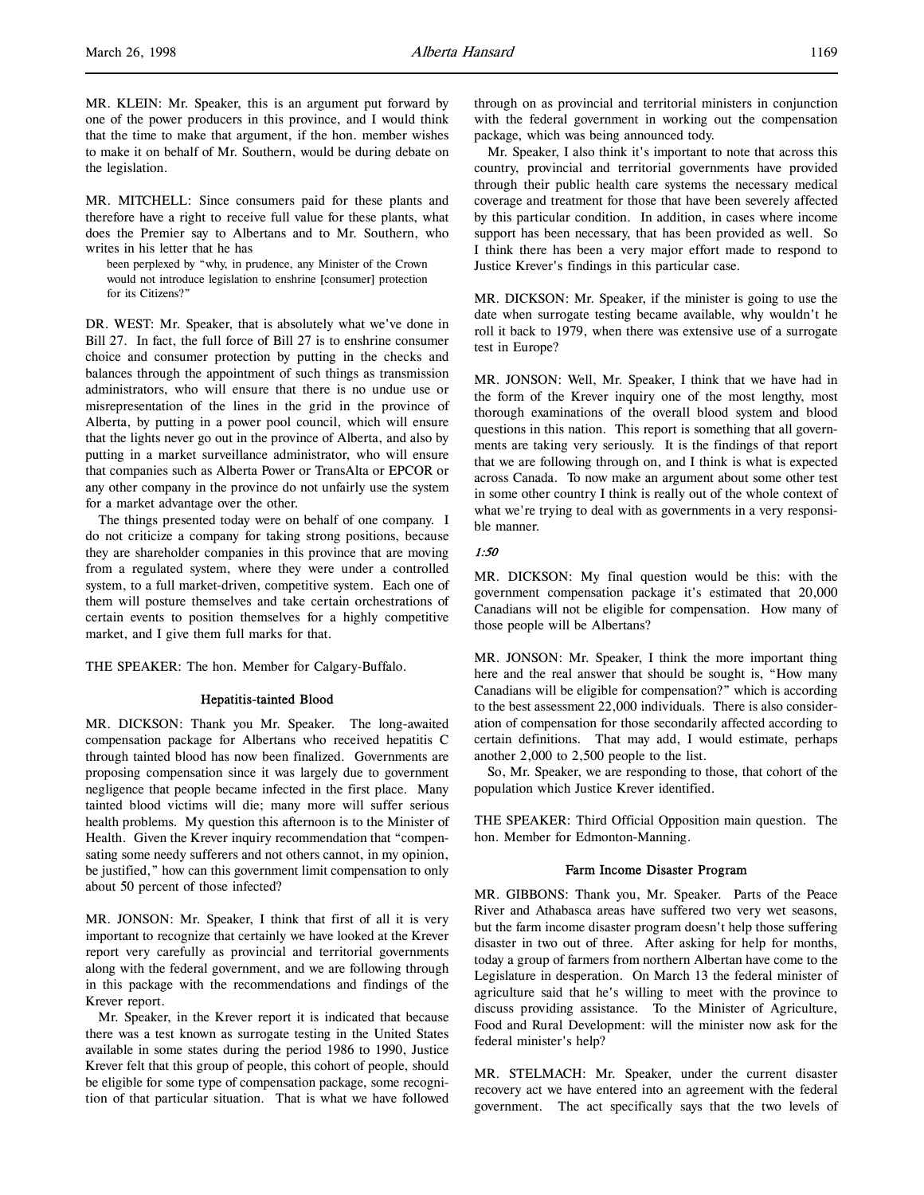MR. KLEIN: Mr. Speaker, this is an argument put forward by one of the power producers in this province, and I would think that the time to make that argument, if the hon. member wishes to make it on behalf of Mr. Southern, would be during debate on the legislation.

MR. MITCHELL: Since consumers paid for these plants and therefore have a right to receive full value for these plants, what does the Premier say to Albertans and to Mr. Southern, who writes in his letter that he has

> been perplexed by "why, in prudence, any Minister of the Crown would not introduce legislation to enshrine [consumer] protection for its Citizens?"

DR. WEST: Mr. Speaker, that is absolutely what we've done in Bill 27. In fact, the full force of Bill 27 is to enshrine consumer choice and consumer protection by putting in the checks and balances through the appointment of such things as transmission administrators, who will ensure that there is no undue use or misrepresentation of the lines in the grid in the province of Alberta, by putting in a power pool council, which will ensure that the lights never go out in the province of Alberta, and also by putting in a market surveillance administrator, who will ensure that companies such as Alberta Power or TransAlta or EPCOR or any other company in the province do not unfairly use the system for a market advantage over the other.

The things presented today were on behalf of one company. I do not criticize a company for taking strong positions, because they are shareholder companies in this province that are moving from a regulated system, where they were under a controlled system, to a full market-driven, competitive system. Each one of them will posture themselves and take certain orchestrations of certain events to position themselves for a highly competitive market, and I give them full marks for that.

THE SPEAKER: The hon. Member for Calgary-Buffalo.

### Hepatitis-tainted Blood

MR. DICKSON: Thank you Mr. Speaker. The long-awaited compensation package for Albertans who received hepatitis C through tainted blood has now been finalized. Governments are proposing compensation since it was largely due to government negligence that people became infected in the first place. Many tainted blood victims will die; many more will suffer serious health problems. My question this afternoon is to the Minister of Health. Given the Krever inquiry recommendation that "compensating some needy sufferers and not others cannot, in my opinion, be justified," how can this government limit compensation to only about 50 percent of those infected?

MR. JONSON: Mr. Speaker, I think that first of all it is very important to recognize that certainly we have looked at the Krever report very carefully as provincial and territorial governments along with the federal government, and we are following through in this package with the recommendations and findings of the Krever report.

Mr. Speaker, in the Krever report it is indicated that because there was a test known as surrogate testing in the United States available in some states during the period 1986 to 1990, Justice Krever felt that this group of people, this cohort of people, should be eligible for some type of compensation package, some recognition of that particular situation. That is what we have followed through on as provincial and territorial ministers in conjunction with the federal government in working out the compensation package, which was being announced tody.

Mr. Speaker, I also think it's important to note that across this country, provincial and territorial governments have provided through their public health care systems the necessary medical coverage and treatment for those that have been severely affected by this particular condition. In addition, in cases where income support has been necessary, that has been provided as well. So I think there has been a very major effort made to respond to Justice Krever's findings in this particular case.

MR. DICKSON: Mr. Speaker, if the minister is going to use the date when surrogate testing became available, why wouldn't he roll it back to 1979, when there was extensive use of a surrogate test in Europe?

MR. JONSON: Well, Mr. Speaker, I think that we have had in the form of the Krever inquiry one of the most lengthy, most thorough examinations of the overall blood system and blood questions in this nation. This report is something that all governments are taking very seriously. It is the findings of that report that we are following through on, and I think is what is expected across Canada. To now make an argument about some other test in some other country I think is really out of the whole context of what we're trying to deal with as governments in a very responsible manner.

*1:50*

MR. DICKSON: My final question would be this: with the government compensation package it's estimated that 20,000 Canadians will not be eligible for compensation. How many of those people will be Albertans?

MR. JONSON: Mr. Speaker, I think the more important thing here and the real answer that should be sought is, "How many Canadians will be eligible for compensation?" which is according to the best assessment 22,000 individuals. There is also consideration of compensation for those secondarily affected according to certain definitions. That may add, I would estimate, perhaps another 2,000 to 2,500 people to the list.

So, Mr. Speaker, we are responding to those, that cohort of the population which Justice Krever identified.

THE SPEAKER: Third Official Opposition main question. The hon. Member for Edmonton-Manning.

### Farm Income Disaster Program

MR. GIBBONS: Thank you, Mr. Speaker. Parts of the Peace River and Athabasca areas have suffered two very wet seasons, but the farm income disaster program doesn't help those suffering disaster in two out of three. After asking for help for months, today a group of farmers from northern Albertan have come to the Legislature in desperation. On March 13 the federal minister of agriculture said that he's willing to meet with the province to discuss providing assistance. To the Minister of Agriculture, Food and Rural Development: will the minister now ask for the federal minister's help?

MR. STELMACH: Mr. Speaker, under the current disaster recovery act we have entered into an agreement with the federal government. The act specifically says that the two levels of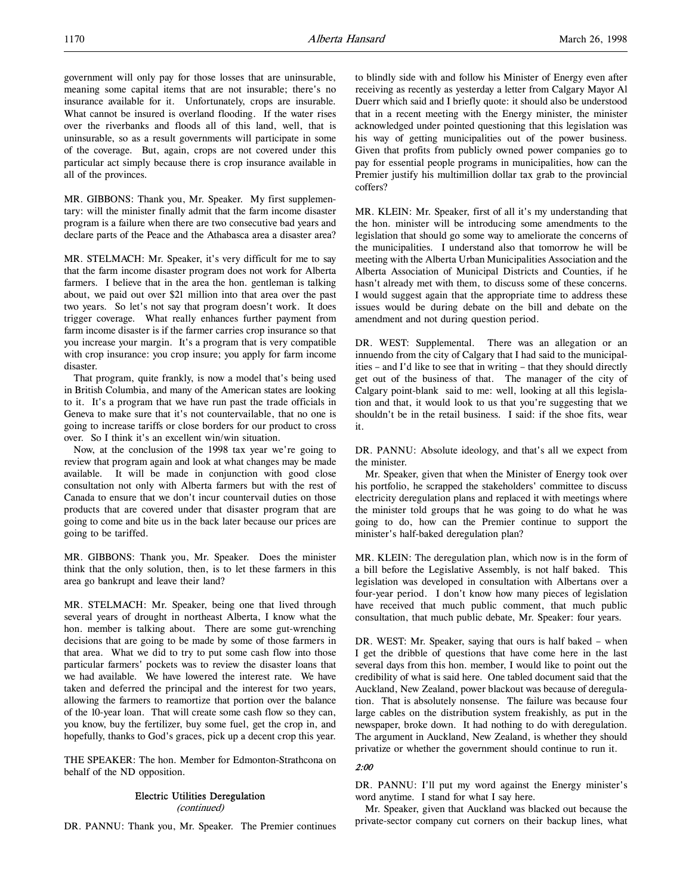government will only pay for those losses that are uninsurable, meaning some capital items that are not insurable; there's no insurance available for it. Unfortunately, crops are insurable. What cannot be insured is overland flooding. If the water rises over the riverbanks and floods all of this land, well, that is uninsurable, so as a result governments will participate in some of the coverage. But, again, crops are not covered under this particular act simply because there is crop insurance available in all of the provinces.

MR. GIBBONS: Thank you, Mr. Speaker. My first supplementary: will the minister finally admit that the farm income disaster program is a failure when there are two consecutive bad years and declare parts of the Peace and the Athabasca area a disaster area?

MR. STELMACH: Mr. Speaker, it's very difficult for me to say that the farm income disaster program does not work for Alberta farmers. I believe that in the area the hon. gentleman is talking about, we paid out over $21 million into that area over the past two years. So let's not say that program doesn't work. It does trigger coverage. What really enhances further payment from farm income disaster is if the farmer carries crop insurance so that you increase your margin. It's a program that is very compatible with crop insurance: you crop insure; you apply for farm income disaster.

That program, quite frankly, is now a model that's being used in British Columbia, and many of the American states are looking to it. It's a program that we have run past the trade officials in Geneva to make sure that it's not countervailable, that no one is going to increase tariffs or close borders for our product to cross over. So I think it's an excellent win/win situation.

Now, at the conclusion of the 1998 tax year we're going to review that program again and look at what changes may be made available. It will be made in conjunction with good close consultation not only with Alberta farmers but with the rest of Canada to ensure that we don't incur countervail duties on those products that are covered under that disaster program that are going to come and bite us in the back later because our prices are going to be tariffed.

MR. GIBBONS: Thank you, Mr. Speaker. Does the minister think that the only solution, then, is to let these farmers in this area go bankrupt and leave their land?

MR. STELMACH: Mr. Speaker, being one that lived through several years of drought in northeast Alberta, I know what the hon. member is talking about. There are some gut-wrenching decisions that are going to be made by some of those farmers in that area. What we did to try to put some cash flow into those particular farmers' pockets was to review the disaster loans that we had available. We have lowered the interest rate. We have taken and deferred the principal and the interest for two years, allowing the farmers to reamortize that portion over the balance of the 10-year loan. That will create some cash flow so they can, you know, buy the fertilizer, buy some fuel, get the crop in, and hopefully, thanks to God's graces, pick up a decent crop this year.

THE SPEAKER: The hon. Member for Edmonton-Strathcona on behalf of the ND opposition.

### Electric Utilities Deregulation
*(continued)*

DR. PANNU: Thank you, Mr. Speaker. The Premier continues to blindly side with and follow his Minister of Energy even after receiving as recently as yesterday a letter from Calgary Mayor Al Duerr which said and I briefly quote: it should also be understood that in a recent meeting with the Energy minister, the minister acknowledged under pointed questioning that this legislation was his way of getting municipalities out of the power business. Given that profits from publicly owned power companies go to pay for essential people programs in municipalities, how can the Premier justify his multimillion dollar tax grab to the provincial coffers?

MR. KLEIN: Mr. Speaker, first of all it's my understanding that the hon. minister will be introducing some amendments to the legislation that should go some way to ameliorate the concerns of the municipalities. I understand also that tomorrow he will be meeting with the Alberta Urban Municipalities Association and the Alberta Association of Municipal Districts and Counties, if he hasn't already met with them, to discuss some of these concerns. I would suggest again that the appropriate time to address these issues would be during debate on the bill and debate on the amendment and not during question period.

DR. WEST: Supplemental. There was an allegation or an innuendo from the city of Calgary that I had said to the municipalities – and I'd like to see that in writing – that they should directly get out of the business of that. The manager of the city of Calgary point-blank said to me: well, looking at all this legislation and that, it would look to us that you're suggesting that we shouldn't be in the retail business. I said: if the shoe fits, wear it.

DR. PANNU: Absolute ideology, and that's all we expect from the minister.

Mr. Speaker, given that when the Minister of Energy took over his portfolio, he scrapped the stakeholders' committee to discuss electricity deregulation plans and replaced it with meetings where the minister told groups that he was going to do what he was going to do, how can the Premier continue to support the minister's half-baked deregulation plan?

MR. KLEIN: The deregulation plan, which now is in the form of a bill before the Legislative Assembly, is not half baked. This legislation was developed in consultation with Albertans over a four-year period. I don't know how many pieces of legislation have received that much public comment, that much public consultation, that much public debate, Mr. Speaker: four years.

DR. WEST: Mr. Speaker, saying that ours is half baked – when I get the dribble of questions that have come here in the last several days from this hon. member, I would like to point out the credibility of what is said here. One tabled document said that the Auckland, New Zealand, power blackout was because of deregulation. That is absolutely nonsense. The failure was because four large cables on the distribution system freakishly, as put in the newspaper, broke down. It had nothing to do with deregulation. The argument in Auckland, New Zealand, is whether they should privatize or whether the government should continue to run it.

*2:00*

DR. PANNU: I'll put my word against the Energy minister's word anytime. I stand for what I say here.

Mr. Speaker, given that Auckland was blacked out because the private-sector company cut corners on their backup lines, what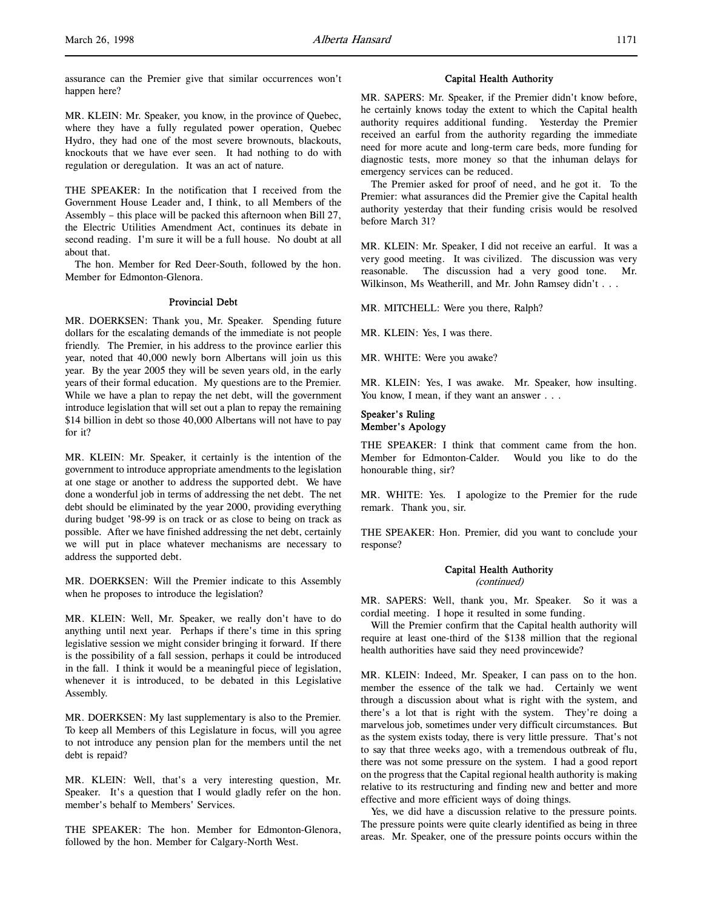assurance can the Premier give that similar occurrences won't happen here?

MR. KLEIN: Mr. Speaker, you know, in the province of Quebec, where they have a fully regulated power operation, Quebec Hydro, they had one of the most severe brownouts, blackouts, knockouts that we have ever seen. It had nothing to do with regulation or deregulation. It was an act of nature.

THE SPEAKER: In the notification that I received from the Government House Leader and, I think, to all Members of the Assembly – this place will be packed this afternoon when Bill 27, the Electric Utilities Amendment Act, continues its debate in second reading. I'm sure it will be a full house. No doubt at all about that.

The hon. Member for Red Deer-South, followed by the hon. Member for Edmonton-Glenora.

### Provincial Debt

MR. DOERKSEN: Thank you, Mr. Speaker. Spending future dollars for the escalating demands of the immediate is not people friendly. The Premier, in his address to the province earlier this year, noted that 40,000 newly born Albertans will join us this year. By the year 2005 they will be seven years old, in the early years of their formal education. My questions are to the Premier. While we have a plan to repay the net debt, will the government introduce legislation that will set out a plan to repay the remaining $14 billion in debt so those 40,000 Albertans will not have to pay for it?

MR. KLEIN: Mr. Speaker, it certainly is the intention of the government to introduce appropriate amendments to the legislation at one stage or another to address the supported debt. We have done a wonderful job in terms of addressing the net debt. The net debt should be eliminated by the year 2000, providing everything during budget '98-99 is on track or as close to being on track as possible. After we have finished addressing the net debt, certainly we will put in place whatever mechanisms are necessary to address the supported debt.

MR. DOERKSEN: Will the Premier indicate to this Assembly when he proposes to introduce the legislation?

MR. KLEIN: Well, Mr. Speaker, we really don't have to do anything until next year. Perhaps if there's time in this spring legislative session we might consider bringing it forward. If there is the possibility of a fall session, perhaps it could be introduced in the fall. I think it would be a meaningful piece of legislation, whenever it is introduced, to be debated in this Legislative Assembly.

MR. DOERKSEN: My last supplementary is also to the Premier. To keep all Members of this Legislature in focus, will you agree to not introduce any pension plan for the members until the net debt is repaid?

MR. KLEIN: Well, that's a very interesting question, Mr. Speaker. It's a question that I would gladly refer on the hon. member's behalf to Members' Services.

THE SPEAKER: The hon. Member for Edmonton-Glenora, followed by the hon. Member for Calgary-North West.

### Capital Health Authority

MR. SAPERS: Mr. Speaker, if the Premier didn't know before, he certainly knows today the extent to which the Capital health authority requires additional funding. Yesterday the Premier received an earful from the authority regarding the immediate need for more acute and long-term care beds, more funding for diagnostic tests, more money so that the inhuman delays for emergency services can be reduced.

The Premier asked for proof of need, and he got it. To the Premier: what assurances did the Premier give the Capital health authority yesterday that their funding crisis would be resolved before March 31?

MR. KLEIN: Mr. Speaker, I did not receive an earful. It was a very good meeting. It was civilized. The discussion was very reasonable. The discussion had a very good tone. Mr. Wilkinson, Ms Weatherill, and Mr. John Ramsey didn't . . .

MR. MITCHELL: Were you there, Ralph?

MR. KLEIN: Yes, I was there.

MR. WHITE: Were you awake?

MR. KLEIN: Yes, I was awake. Mr. Speaker, how insulting. You know, I mean, if they want an answer . . .

### Speaker's Ruling
### Member's Apology

THE SPEAKER: I think that comment came from the hon. Member for Edmonton-Calder. Would you like to do the honourable thing, sir?

MR. WHITE: Yes. I apologize to the Premier for the rude remark. Thank you, sir.

THE SPEAKER: Hon. Premier, did you want to conclude your response?

### Capital Health Authority
*(continued)*

MR. SAPERS: Well, thank you, Mr. Speaker. So it was a cordial meeting. I hope it resulted in some funding.

Will the Premier confirm that the Capital health authority will require at least one-third of the $138 million that the regional health authorities have said they need provincewide?

MR. KLEIN: Indeed, Mr. Speaker, I can pass on to the hon. member the essence of the talk we had. Certainly we went through a discussion about what is right with the system, and there's a lot that is right with the system. They're doing a marvelous job, sometimes under very difficult circumstances. But as the system exists today, there is very little pressure. That's not to say that three weeks ago, with a tremendous outbreak of flu, there was not some pressure on the system. I had a good report on the progress that the Capital regional health authority is making relative to its restructuring and finding new and better and more effective and more efficient ways of doing things.

Yes, we did have a discussion relative to the pressure points. The pressure points were quite clearly identified as being in three areas. Mr. Speaker, one of the pressure points occurs within the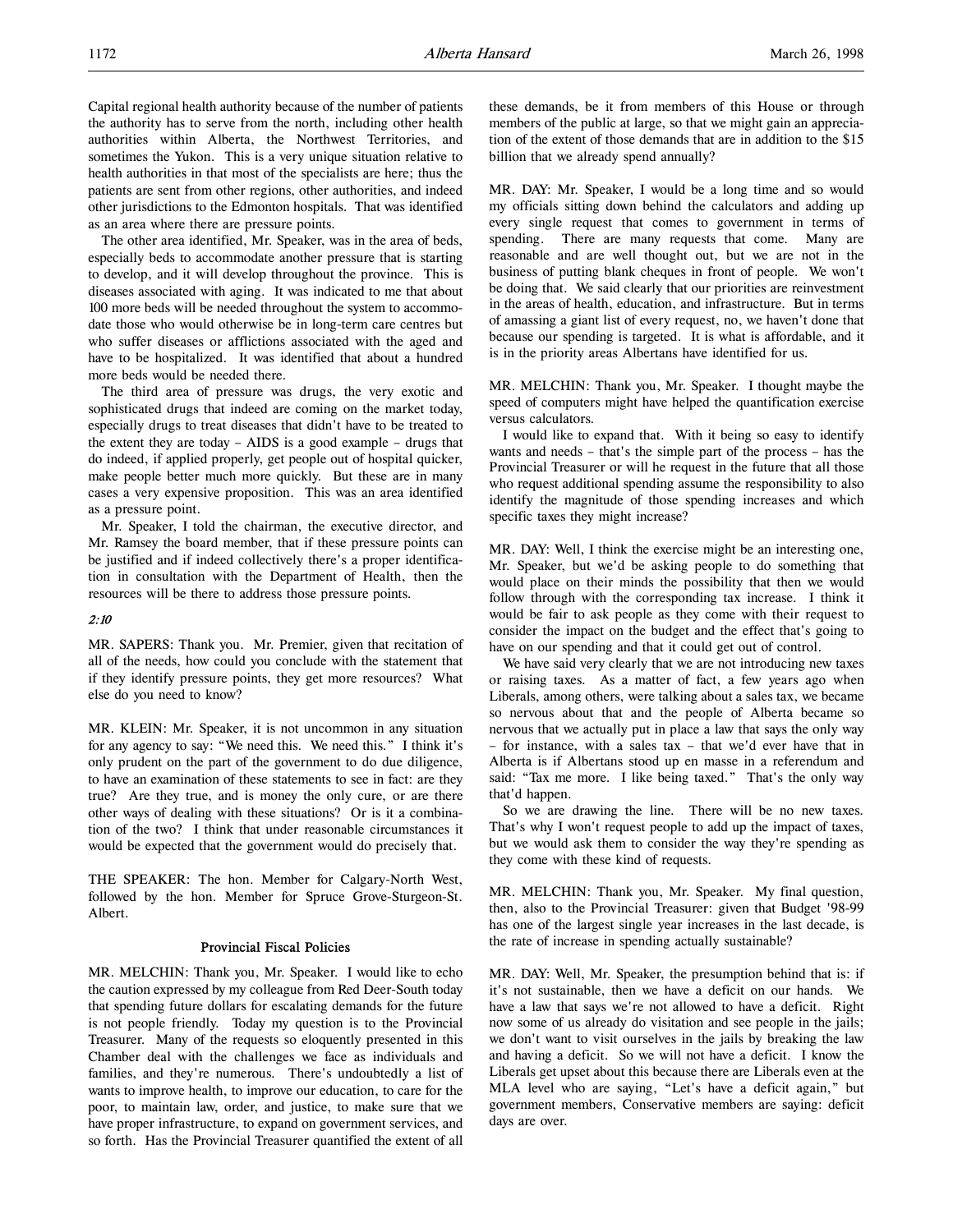Capital regional health authority because of the number of patients the authority has to serve from the north, including other health authorities within Alberta, the Northwest Territories, and sometimes the Yukon. This is a very unique situation relative to health authorities in that most of the specialists are here; thus the patients are sent from other regions, other authorities, and indeed other jurisdictions to the Edmonton hospitals. That was identified as an area where there are pressure points.

The other area identified, Mr. Speaker, was in the area of beds, especially beds to accommodate another pressure that is starting to develop, and it will develop throughout the province. This is diseases associated with aging. It was indicated to me that about 100 more beds will be needed throughout the system to accommodate those who would otherwise be in long-term care centres but who suffer diseases or afflictions associated with the aged and have to be hospitalized. It was identified that about a hundred more beds would be needed there.

The third area of pressure was drugs, the very exotic and sophisticated drugs that indeed are coming on the market today, especially drugs to treat diseases that didn't have to be treated to the extent they are today – AIDS is a good example – drugs that do indeed, if applied properly, get people out of hospital quicker, make people better much more quickly. But these are in many cases a very expensive proposition. This was an area identified as a pressure point.

Mr. Speaker, I told the chairman, the executive director, and Mr. Ramsey the board member, that if these pressure points can be justified and if indeed collectively there's a proper identification in consultation with the Department of Health, then the resources will be there to address those pressure points.

*2:10*

MR. SAPERS: Thank you. Mr. Premier, given that recitation of all of the needs, how could you conclude with the statement that if they identify pressure points, they get more resources? What else do you need to know?

MR. KLEIN: Mr. Speaker, it is not uncommon in any situation for any agency to say: "We need this. We need this." I think it's only prudent on the part of the government to do due diligence, to have an examination of these statements to see in fact: are they true? Are they true, and is money the only cure, or are there other ways of dealing with these situations? Or is it a combination of the two? I think that under reasonable circumstances it would be expected that the government would do precisely that.

THE SPEAKER: The hon. Member for Calgary-North West, followed by the hon. Member for Spruce Grove-Sturgeon-St. Albert.

### Provincial Fiscal Policies

MR. MELCHIN: Thank you, Mr. Speaker. I would like to echo the caution expressed by my colleague from Red Deer-South today that spending future dollars for escalating demands for the future is not people friendly. Today my question is to the Provincial Treasurer. Many of the requests so eloquently presented in this Chamber deal with the challenges we face as individuals and families, and they're numerous. There's undoubtedly a list of wants to improve health, to improve our education, to care for the poor, to maintain law, order, and justice, to make sure that we have proper infrastructure, to expand on government services, and so forth. Has the Provincial Treasurer quantified the extent of all these demands, be it from members of this House or through members of the public at large, so that we might gain an appreciation of the extent of those demands that are in addition to the $15 billion that we already spend annually?

MR. DAY: Mr. Speaker, I would be a long time and so would my officials sitting down behind the calculators and adding up every single request that comes to government in terms of spending. There are many requests that come. Many are reasonable and are well thought out, but we are not in the business of putting blank cheques in front of people. We won't be doing that. We said clearly that our priorities are reinvestment in the areas of health, education, and infrastructure. But in terms of amassing a giant list of every request, no, we haven't done that because our spending is targeted. It is what is affordable, and it is in the priority areas Albertans have identified for us.

MR. MELCHIN: Thank you, Mr. Speaker. I thought maybe the speed of computers might have helped the quantification exercise versus calculators.

I would like to expand that. With it being so easy to identify wants and needs – that's the simple part of the process – has the Provincial Treasurer or will he request in the future that all those who request additional spending assume the responsibility to also identify the magnitude of those spending increases and which specific taxes they might increase?

MR. DAY: Well, I think the exercise might be an interesting one, Mr. Speaker, but we'd be asking people to do something that would place on their minds the possibility that then we would follow through with the corresponding tax increase. I think it would be fair to ask people as they come with their request to consider the impact on the budget and the effect that's going to have on our spending and that it could get out of control.

We have said very clearly that we are not introducing new taxes or raising taxes. As a matter of fact, a few years ago when Liberals, among others, were talking about a sales tax, we became so nervous about that and the people of Alberta became so nervous that we actually put in place a law that says the only way – for instance, with a sales tax – that we'd ever have that in Alberta is if Albertans stood up en masse in a referendum and said: "Tax me more. I like being taxed." That's the only way that'd happen.

So we are drawing the line. There will be no new taxes. That's why I won't request people to add up the impact of taxes, but we would ask them to consider the way they're spending as they come with these kind of requests.

MR. MELCHIN: Thank you, Mr. Speaker. My final question, then, also to the Provincial Treasurer: given that Budget '98-99 has one of the largest single year increases in the last decade, is the rate of increase in spending actually sustainable?

MR. DAY: Well, Mr. Speaker, the presumption behind that is: if it's not sustainable, then we have a deficit on our hands. We have a law that says we're not allowed to have a deficit. Right now some of us already do visitation and see people in the jails; we don't want to visit ourselves in the jails by breaking the law and having a deficit. So we will not have a deficit. I know the Liberals get upset about this because there are Liberals even at the MLA level who are saying, "Let's have a deficit again," but government members, Conservative members are saying: deficit days are over.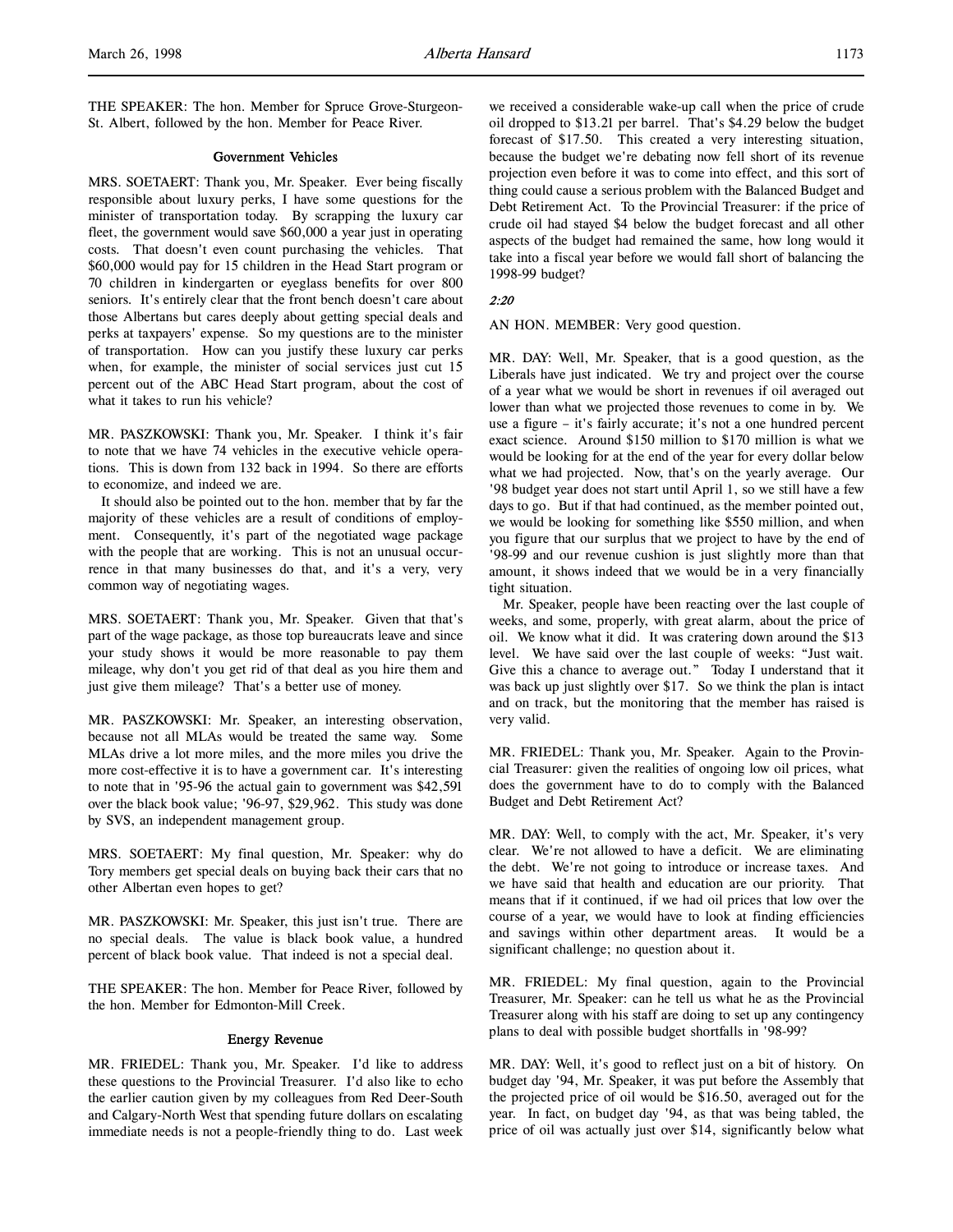THE SPEAKER: The hon. Member for Spruce Grove-Sturgeon-St. Albert, followed by the hon. Member for Peace River.

### Government Vehicles

MRS. SOETAERT: Thank you, Mr. Speaker. Ever being fiscally responsible about luxury perks, I have some questions for the minister of transportation today. By scrapping the luxury car fleet, the government would save $60,000 a year just in operating costs. That doesn't even count purchasing the vehicles. That $60,000 would pay for 15 children in the Head Start program or 70 children in kindergarten or eyeglass benefits for over 800 seniors. It's entirely clear that the front bench doesn't care about those Albertans but cares deeply about getting special deals and perks at taxpayers' expense. So my questions are to the minister of transportation. How can you justify these luxury car perks when, for example, the minister of social services just cut 15 percent out of the ABC Head Start program, about the cost of what it takes to run his vehicle?

MR. PASZKOWSKI: Thank you, Mr. Speaker. I think it's fair to note that we have 74 vehicles in the executive vehicle operations. This is down from 132 back in 1994. So there are efforts to economize, and indeed we are.

It should also be pointed out to the hon. member that by far the majority of these vehicles are a result of conditions of employment. Consequently, it's part of the negotiated wage package with the people that are working. This is not an unusual occurrence in that many businesses do that, and it's a very, very common way of negotiating wages.

MRS. SOETAERT: Thank you, Mr. Speaker. Given that that's part of the wage package, as those top bureaucrats leave and since your study shows it would be more reasonable to pay them mileage, why don't you get rid of that deal as you hire them and just give them mileage? That's a better use of money.

MR. PASZKOWSKI: Mr. Speaker, an interesting observation, because not all MLAs would be treated the same way. Some MLAs drive a lot more miles, and the more miles you drive the more cost-effective it is to have a government car. It's interesting to note that in '95-96 the actual gain to government was $42,591 over the black book value; '96-97, $29,962. This study was done by SVS, an independent management group.

MRS. SOETAERT: My final question, Mr. Speaker: why do Tory members get special deals on buying back their cars that no other Albertan even hopes to get?

MR. PASZKOWSKI: Mr. Speaker, this just isn't true. There are no special deals. The value is black book value, a hundred percent of black book value. That indeed is not a special deal.

THE SPEAKER: The hon. Member for Peace River, followed by the hon. Member for Edmonton-Mill Creek.

### Energy Revenue

MR. FRIEDEL: Thank you, Mr. Speaker. I'd like to address these questions to the Provincial Treasurer. I'd also like to echo the earlier caution given by my colleagues from Red Deer-South and Calgary-North West that spending future dollars on escalating immediate needs is not a people-friendly thing to do. Last week we received a considerable wake-up call when the price of crude oil dropped to $13.21 per barrel. That's $4.29 below the budget forecast of $17.50. This created a very interesting situation, because the budget we're debating now fell short of its revenue projection even before it was to come into effect, and this sort of thing could cause a serious problem with the Balanced Budget and Debt Retirement Act. To the Provincial Treasurer: if the price of crude oil had stayed $4 below the budget forecast and all other aspects of the budget had remained the same, how long would it take into a fiscal year before we would fall short of balancing the 1998-99 budget?

*2:20*

AN HON. MEMBER: Very good question.

MR. DAY: Well, Mr. Speaker, that is a good question, as the Liberals have just indicated. We try and project over the course of a year what we would be short in revenues if oil averaged out lower than what we projected those revenues to come in by. We use a figure – it's fairly accurate; it's not a one hundred percent exact science. Around $150 million to $170 million is what we would be looking for at the end of the year for every dollar below what we had projected. Now, that's on the yearly average. Our '98 budget year does not start until April 1, so we still have a few days to go. But if that had continued, as the member pointed out, we would be looking for something like $550 million, and when you figure that our surplus that we project to have by the end of '98-99 and our revenue cushion is just slightly more than that amount, it shows indeed that we would be in a very financially tight situation.

Mr. Speaker, people have been reacting over the last couple of weeks, and some, properly, with great alarm, about the price of oil. We know what it did. It was cratering down around the $13 level. We have said over the last couple of weeks: "Just wait. Give this a chance to average out." Today I understand that it was back up just slightly over $17. So we think the plan is intact and on track, but the monitoring that the member has raised is very valid.

MR. FRIEDEL: Thank you, Mr. Speaker. Again to the Provincial Treasurer: given the realities of ongoing low oil prices, what does the government have to do to comply with the Balanced Budget and Debt Retirement Act?

MR. DAY: Well, to comply with the act, Mr. Speaker, it's very clear. We're not allowed to have a deficit. We are eliminating the debt. We're not going to introduce or increase taxes. And we have said that health and education are our priority. That means that if it continued, if we had oil prices that low over the course of a year, we would have to look at finding efficiencies and savings within other department areas. It would be a significant challenge; no question about it.

MR. FRIEDEL: My final question, again to the Provincial Treasurer, Mr. Speaker: can he tell us what he as the Provincial Treasurer along with his staff are doing to set up any contingency plans to deal with possible budget shortfalls in '98-99?

MR. DAY: Well, it's good to reflect just on a bit of history. On budget day '94, Mr. Speaker, it was put before the Assembly that the projected price of oil would be $16.50, averaged out for the year. In fact, on budget day '94, as that was being tabled, the price of oil was actually just over $14, significantly below what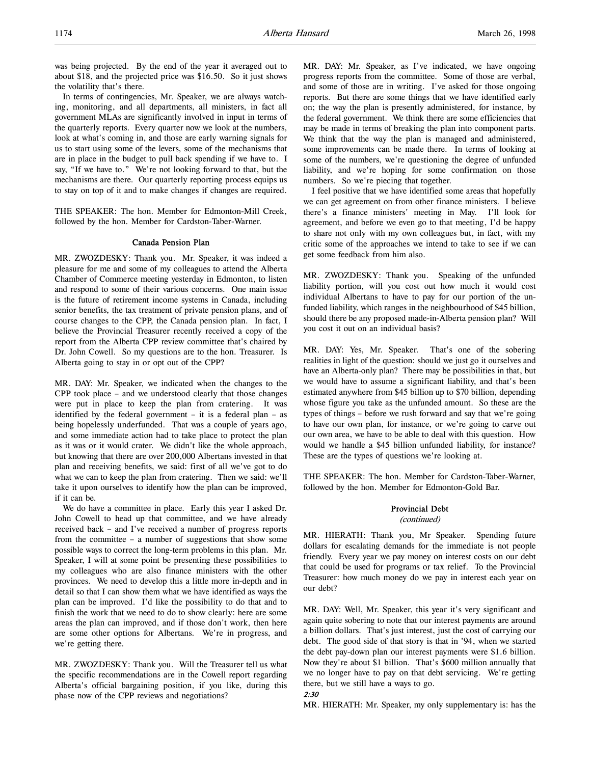was being projected. By the end of the year it averaged out to about $18, and the projected price was $16.50. So it just shows the volatility that's there.

In terms of contingencies, Mr. Speaker, we are always watching, monitoring, and all departments, all ministers, in fact all government MLAs are significantly involved in input in terms of the quarterly reports. Every quarter now we look at the numbers, look at what's coming in, and those are early warning signals for us to start using some of the levers, some of the mechanisms that are in place in the budget to pull back spending if we have to. I say, "If we have to." We're not looking forward to that, but the mechanisms are there. Our quarterly reporting process equips us to stay on top of it and to make changes if changes are required.

THE SPEAKER: The hon. Member for Edmonton-Mill Creek, followed by the hon. Member for Cardston-Taber-Warner.

### Canada Pension Plan

MR. ZWOZDESKY: Thank you. Mr. Speaker, it was indeed a pleasure for me and some of my colleagues to attend the Alberta Chamber of Commerce meeting yesterday in Edmonton, to listen and respond to some of their various concerns. One main issue is the future of retirement income systems in Canada, including senior benefits, the tax treatment of private pension plans, and of course changes to the CPP, the Canada pension plan. In fact, I believe the Provincial Treasurer recently received a copy of the report from the Alberta CPP review committee that's chaired by Dr. John Cowell. So my questions are to the hon. Treasurer. Is Alberta going to stay in or opt out of the CPP?

MR. DAY: Mr. Speaker, we indicated when the changes to the CPP took place – and we understood clearly that those changes were put in place to keep the plan from cratering. It was identified by the federal government – it is a federal plan – as being hopelessly underfunded. That was a couple of years ago, and some immediate action had to take place to protect the plan as it was or it would crater. We didn't like the whole approach, but knowing that there are over 200,000 Albertans invested in that plan and receiving benefits, we said: first of all we've got to do what we can to keep the plan from cratering. Then we said: we'll take it upon ourselves to identify how the plan can be improved, if it can be.

We do have a committee in place. Early this year I asked Dr. John Cowell to head up that committee, and we have already received back – and I've received a number of progress reports from the committee – a number of suggestions that show some possible ways to correct the long-term problems in this plan. Mr. Speaker, I will at some point be presenting these possibilities to my colleagues who are also finance ministers with the other provinces. We need to develop this a little more in-depth and in detail so that I can show them what we have identified as ways the plan can be improved. I'd like the possibility to do that and to finish the work that we need to do to show clearly: here are some areas the plan can improved, and if those don't work, then here are some other options for Albertans. We're in progress, and we're getting there.

MR. ZWOZDESKY: Thank you. Will the Treasurer tell us what the specific recommendations are in the Cowell report regarding Alberta's official bargaining position, if you like, during this phase now of the CPP reviews and negotiations?

MR. DAY: Mr. Speaker, as I've indicated, we have ongoing progress reports from the committee. Some of those are verbal, and some of those are in writing. I've asked for those ongoing reports. But there are some things that we have identified early on; the way the plan is presently administered, for instance, by the federal government. We think there are some efficiencies that may be made in terms of breaking the plan into component parts. We think that the way the plan is managed and administered, some improvements can be made there. In terms of looking at some of the numbers, we're questioning the degree of unfunded liability, and we're hoping for some confirmation on those numbers. So we're piecing that together.

I feel positive that we have identified some areas that hopefully we can get agreement on from other finance ministers. I believe there's a finance ministers' meeting in May. I'll look for agreement, and before we even go to that meeting, I'd be happy to share not only with my own colleagues but, in fact, with my critic some of the approaches we intend to take to see if we can get some feedback from him also.

MR. ZWOZDESKY: Thank you. Speaking of the unfunded liability portion, will you cost out how much it would cost individual Albertans to have to pay for our portion of the unfunded liability, which ranges in the neighbourhood of $45 billion, should there be any proposed made-in-Alberta pension plan? Will you cost it out on an individual basis?

MR. DAY: Yes, Mr. Speaker. That's one of the sobering realities in light of the question: should we just go it ourselves and have an Alberta-only plan? There may be possibilities in that, but we would have to assume a significant liability, and that's been estimated anywhere from $45 billion up to $70 billion, depending whose figure you take as the unfunded amount. So these are the types of things – before we rush forward and say that we're going to have our own plan, for instance, or we're going to carve out our own area, we have to be able to deal with this question. How would we handle a $45 billion unfunded liability, for instance? These are the types of questions we're looking at.

THE SPEAKER: The hon. Member for Cardston-Taber-Warner, followed by the hon. Member for Edmonton-Gold Bar.

### Provincial Debt
*(continued)*

MR. HIERATH: Thank you, Mr Speaker. Spending future dollars for escalating demands for the immediate is not people friendly. Every year we pay money on interest costs on our debt that could be used for programs or tax relief. To the Provincial Treasurer: how much money do we pay in interest each year on our debt?

MR. DAY: Well, Mr. Speaker, this year it's very significant and again quite sobering to note that our interest payments are around a billion dollars. That's just interest, just the cost of carrying our debt. The good side of that story is that in '94, when we started the debt pay-down plan our interest payments were $1.6 billion. Now they're about $1 billion. That's $600 million annually that we no longer have to pay on that debt servicing. We're getting there, but we still have a ways to go.

*2:30*

MR. HIERATH: Mr. Speaker, my only supplementary is: has the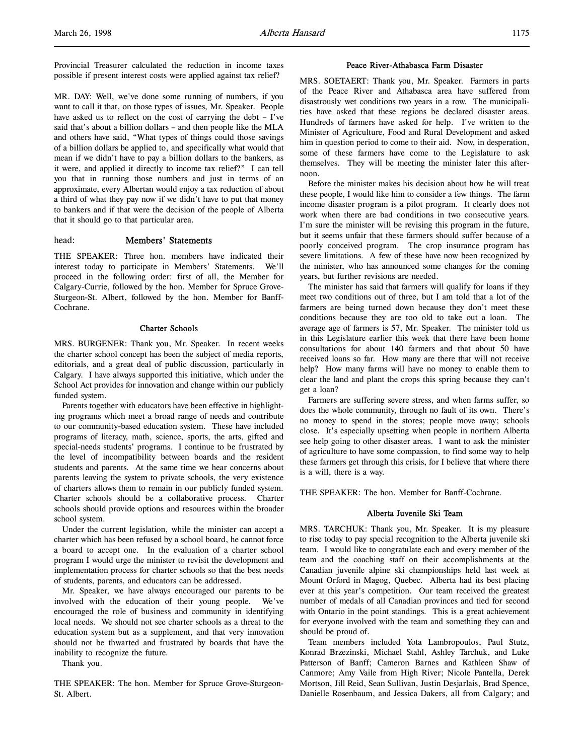Provincial Treasurer calculated the reduction in income taxes possible if present interest costs were applied against tax relief?

MR. DAY: Well, we've done some running of numbers, if you want to call it that, on those types of issues, Mr. Speaker. People have asked us to reflect on the cost of carrying the debt – I've said that's about a billion dollars – and then people like the MLA and others have said, "What types of things could those savings of a billion dollars be applied to, and specifically what would that mean if we didn't have to pay a billion dollars to the bankers, as it were, and applied it directly to income tax relief?" I can tell you that in running those numbers and just in terms of an approximate, every Albertan would enjoy a tax reduction of about a third of what they pay now if we didn't have to put that money to bankers and if that were the decision of the people of Alberta that it should go to that particular area.

head: **Members' Statements**

THE SPEAKER: Three hon. members have indicated their interest today to participate in Members' Statements. We'll proceed in the following order: first of all, the Member for Calgary-Currie, followed by the hon. Member for Spruce Grove-Sturgeon-St. Albert, followed by the hon. Member for Banff-Cochrane.

### Charter Schools

MRS. BURGENER: Thank you, Mr. Speaker. In recent weeks the charter school concept has been the subject of media reports, editorials, and a great deal of public discussion, particularly in Calgary. I have always supported this initiative, which under the School Act provides for innovation and change within our publicly funded system.

Parents together with educators have been effective in highlighting programs which meet a broad range of needs and contribute to our community-based education system. These have included programs of literacy, math, science, sports, the arts, gifted and special-needs students' programs. I continue to be frustrated by the level of incompatibility between boards and the resident students and parents. At the same time we hear concerns about parents leaving the system to private schools, the very existence of charters allows them to remain in our publicly funded system. Charter schools should be a collaborative process. Charter schools should provide options and resources within the broader school system.

Under the current legislation, while the minister can accept a charter which has been refused by a school board, he cannot force a board to accept one. In the evaluation of a charter school program I would urge the minister to revisit the development and implementation process for charter schools so that the best needs of students, parents, and educators can be addressed.

Mr. Speaker, we have always encouraged our parents to be involved with the education of their young people. We've encouraged the role of business and community in identifying local needs. We should not see charter schools as a threat to the education system but as a supplement, and that very innovation should not be thwarted and frustrated by boards that have the inability to recognize the future.

Thank you.

THE SPEAKER: The hon. Member for Spruce Grove-Sturgeon-St. Albert.

### Peace River-Athabasca Farm Disaster

MRS. SOETAERT: Thank you, Mr. Speaker. Farmers in parts of the Peace River and Athabasca area have suffered from disastrously wet conditions two years in a row. The municipalities have asked that these regions be declared disaster areas. Hundreds of farmers have asked for help. I've written to the Minister of Agriculture, Food and Rural Development and asked him in question period to come to their aid. Now, in desperation, some of these farmers have come to the Legislature to ask themselves. They will be meeting the minister later this afternoon.

Before the minister makes his decision about how he will treat these people, I would like him to consider a few things. The farm income disaster program is a pilot program. It clearly does not work when there are bad conditions in two consecutive years. I'm sure the minister will be revising this program in the future, but it seems unfair that these farmers should suffer because of a poorly conceived program. The crop insurance program has severe limitations. A few of these have now been recognized by the minister, who has announced some changes for the coming years, but further revisions are needed.

The minister has said that farmers will qualify for loans if they meet two conditions out of three, but I am told that a lot of the farmers are being turned down because they don't meet these conditions because they are too old to take out a loan. The average age of farmers is 57, Mr. Speaker. The minister told us in this Legislature earlier this week that there have been home consultations for about 140 farmers and that about 50 have received loans so far. How many are there that will not receive help? How many farms will have no money to enable them to clear the land and plant the crops this spring because they can't get a loan?

Farmers are suffering severe stress, and when farms suffer, so does the whole community, through no fault of its own. There's no money to spend in the stores; people move away; schools close. It's especially upsetting when people in northern Alberta see help going to other disaster areas. I want to ask the minister of agriculture to have some compassion, to find some way to help these farmers get through this crisis, for I believe that where there is a will, there is a way.

THE SPEAKER: The hon. Member for Banff-Cochrane.

### Alberta Juvenile Ski Team

MRS. TARCHUK: Thank you, Mr. Speaker. It is my pleasure to rise today to pay special recognition to the Alberta juvenile ski team. I would like to congratulate each and every member of the team and the coaching staff on their accomplishments at the Canadian juvenile alpine ski championships held last week at Mount Orford in Magog, Quebec. Alberta had its best placing ever at this year's competition. Our team received the greatest number of medals of all Canadian provinces and tied for second with Ontario in the point standings. This is a great achievement for everyone involved with the team and something they can and should be proud of.

Team members included Yota Lambropoulos, Paul Stutz, Konrad Brzezinski, Michael Stahl, Ashley Tarchuk, and Luke Patterson of Banff; Cameron Barnes and Kathleen Shaw of Canmore; Amy Vaile from High River; Nicole Pantella, Derek Mortson, Jill Reid, Sean Sullivan, Justin Desjarlais, Brad Spence, Danielle Rosenbaum, and Jessica Dakers, all from Calgary; and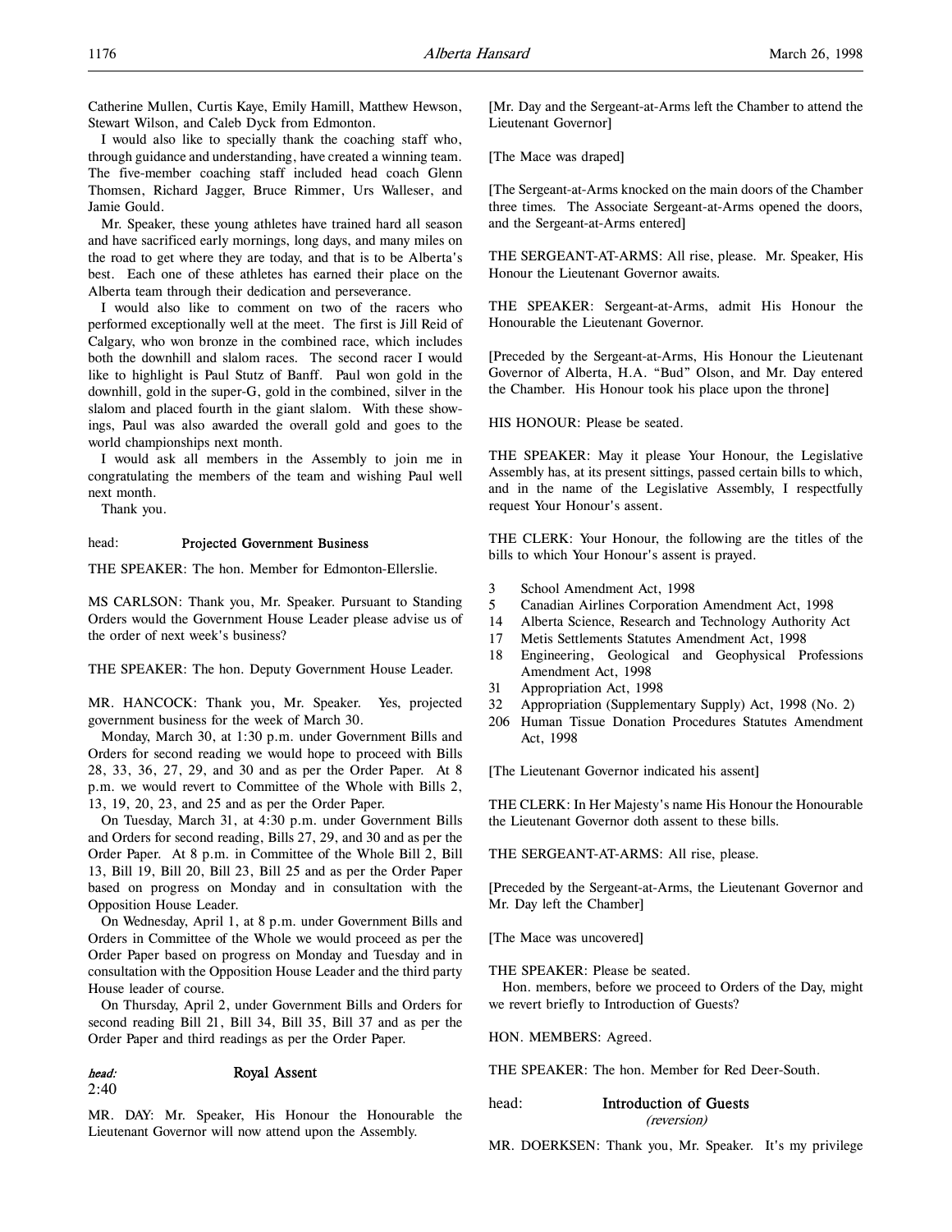Catherine Mullen, Curtis Kaye, Emily Hamill, Matthew Hewson, Stewart Wilson, and Caleb Dyck from Edmonton.

I would also like to specially thank the coaching staff who, through guidance and understanding, have created a winning team. The five-member coaching staff included head coach Glenn Thomsen, Richard Jagger, Bruce Rimmer, Urs Walleser, and Jamie Gould.

Mr. Speaker, these young athletes have trained hard all season and have sacrificed early mornings, long days, and many miles on the road to get where they are today, and that is to be Alberta's best. Each one of these athletes has earned their place on the Alberta team through their dedication and perseverance.

I would also like to comment on two of the racers who performed exceptionally well at the meet. The first is Jill Reid of Calgary, who won bronze in the combined race, which includes both the downhill and slalom races. The second racer I would like to highlight is Paul Stutz of Banff. Paul won gold in the downhill, gold in the super-G, gold in the combined, silver in the slalom and placed fourth in the giant slalom. With these showings, Paul was also awarded the overall gold and goes to the world championships next month.

I would ask all members in the Assembly to join me in congratulating the members of the team and wishing Paul well next month.

Thank you.

head: **Projected Government Business**

THE SPEAKER: The hon. Member for Edmonton-Ellerslie.

MS CARLSON: Thank you, Mr. Speaker. Pursuant to Standing Orders would the Government House Leader please advise us of the order of next week's business?

THE SPEAKER: The hon. Deputy Government House Leader.

MR. HANCOCK: Thank you, Mr. Speaker. Yes, projected government business for the week of March 30.

Monday, March 30, at 1:30 p.m. under Government Bills and Orders for second reading we would hope to proceed with Bills 28, 33, 36, 27, 29, and 30 and as per the Order Paper. At 8 p.m. we would revert to Committee of the Whole with Bills 2, 13, 19, 20, 23, and 25 and as per the Order Paper.

On Tuesday, March 31, at 4:30 p.m. under Government Bills and Orders for second reading, Bills 27, 29, and 30 and as per the Order Paper. At 8 p.m. in Committee of the Whole Bill 2, Bill 13, Bill 19, Bill 20, Bill 23, Bill 25 and as per the Order Paper based on progress on Monday and in consultation with the Opposition House Leader.

On Wednesday, April 1, at 8 p.m. under Government Bills and Orders in Committee of the Whole we would proceed as per the Order Paper based on progress on Monday and Tuesday and in consultation with the Opposition House Leader and the third party House leader of course.

On Thursday, April 2, under Government Bills and Orders for second reading Bill 21, Bill 34, Bill 35, Bill 37 and as per the Order Paper and third readings as per the Order Paper.

*head:* **Royal Assent**

2:40

MR. DAY: Mr. Speaker, His Honour the Honourable the Lieutenant Governor will now attend upon the Assembly.

[Mr. Day and the Sergeant-at-Arms left the Chamber to attend the Lieutenant Governor]

[The Mace was draped]

[The Sergeant-at-Arms knocked on the main doors of the Chamber three times. The Associate Sergeant-at-Arms opened the doors, and the Sergeant-at-Arms entered]

THE SERGEANT-AT-ARMS: All rise, please. Mr. Speaker, His Honour the Lieutenant Governor awaits.

THE SPEAKER: Sergeant-at-Arms, admit His Honour the Honourable the Lieutenant Governor.

[Preceded by the Sergeant-at-Arms, His Honour the Lieutenant Governor of Alberta, H.A. "Bud" Olson, and Mr. Day entered the Chamber. His Honour took his place upon the throne]

HIS HONOUR: Please be seated.

THE SPEAKER: May it please Your Honour, the Legislative Assembly has, at its present sittings, passed certain bills to which, and in the name of the Legislative Assembly, I respectfully request Your Honour's assent.

THE CLERK: Your Honour, the following are the titles of the bills to which Your Honour's assent is prayed.

- 3 School Amendment Act, 1998
- 5 Canadian Airlines Corporation Amendment Act, 1998
- 14 Alberta Science, Research and Technology Authority Act
- 17 Metis Settlements Statutes Amendment Act, 1998
- 18 Engineering, Geological and Geophysical Professions Amendment Act, 1998
- 31 Appropriation Act, 1998
- 32 Appropriation (Supplementary Supply) Act, 1998 (No. 2)
- 206 Human Tissue Donation Procedures Statutes Amendment Act, 1998

[The Lieutenant Governor indicated his assent]

THE CLERK: In Her Majesty's name His Honour the Honourable the Lieutenant Governor doth assent to these bills.

THE SERGEANT-AT-ARMS: All rise, please.

[Preceded by the Sergeant-at-Arms, the Lieutenant Governor and Mr. Day left the Chamber]

[The Mace was uncovered]

THE SPEAKER: Please be seated.

Hon. members, before we proceed to Orders of the Day, might we revert briefly to Introduction of Guests?

HON. MEMBERS: Agreed.

THE SPEAKER: The hon. Member for Red Deer-South.

head: **Introduction of Guests**
*(reversion)*

MR. DOERKSEN: Thank you, Mr. Speaker. It's my privilege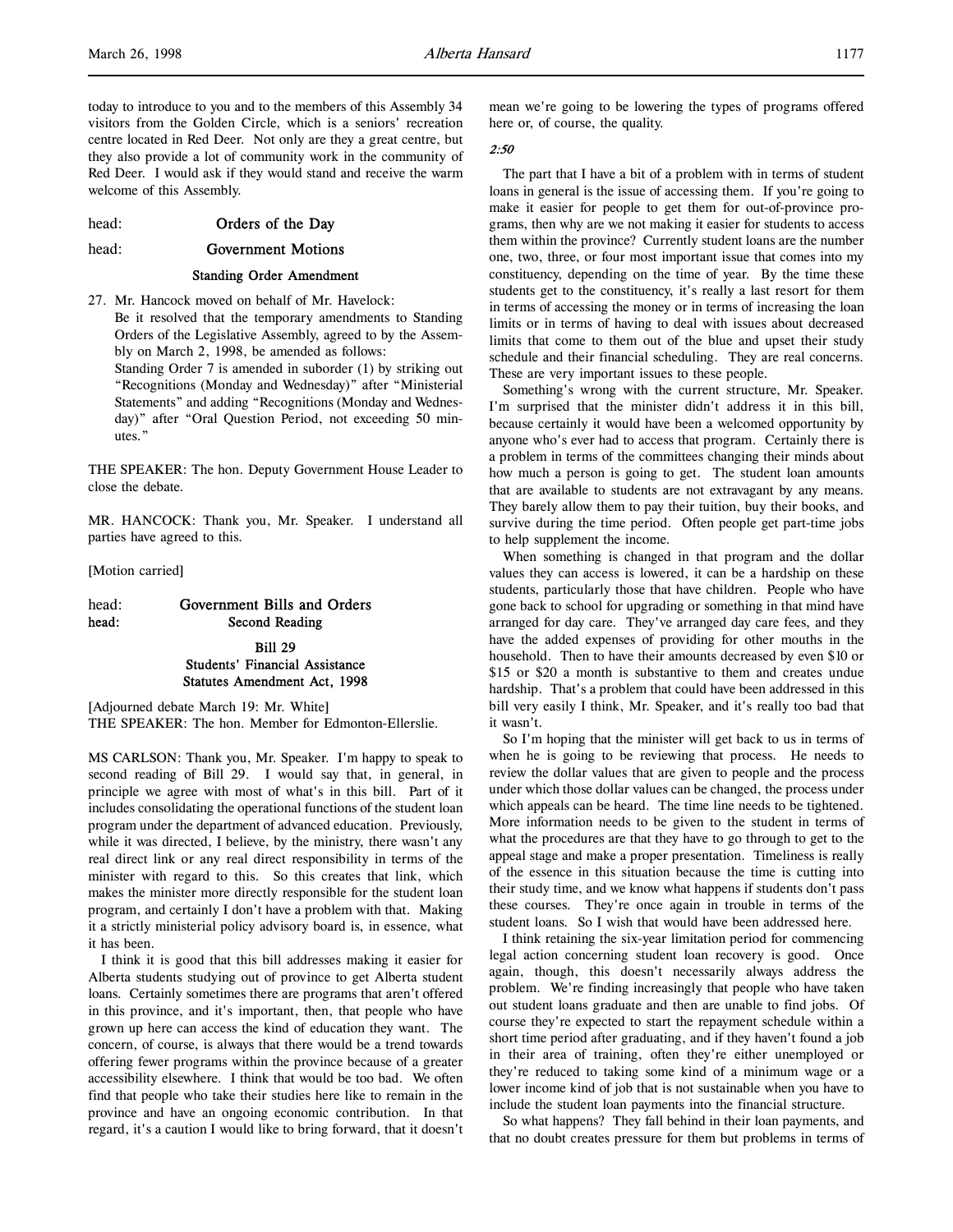today to introduce to you and to the members of this Assembly 34 visitors from the Golden Circle, which is a seniors' recreation centre located in Red Deer. Not only are they a great centre, but they also provide a lot of community work in the community of Red Deer. I would ask if they would stand and receive the warm welcome of this Assembly.

head: **Orders of the Day**

head: **Government Motions**

### Standing Order Amendment

27. Mr. Hancock moved on behalf of Mr. Havelock:
    Be it resolved that the temporary amendments to Standing Orders of the Legislative Assembly, agreed to by the Assembly on March 2, 1998, be amended as follows:
    Standing Order 7 is amended in suborder (1) by striking out "Recognitions (Monday and Wednesday)" after "Ministerial Statements" and adding "Recognitions (Monday and Wednesday)" after "Oral Question Period, not exceeding 50 minutes."

THE SPEAKER: The hon. Deputy Government House Leader to close the debate.

MR. HANCOCK: Thank you, Mr. Speaker. I understand all parties have agreed to this.

[Motion carried]

head: **Government Bills and Orders**

head: **Second Reading**

### Bill 29
### Students' Financial Assistance Statutes Amendment Act, 1998

[Adjourned debate March 19: Mr. White]

THE SPEAKER: The hon. Member for Edmonton-Ellerslie.

MS CARLSON: Thank you, Mr. Speaker. I'm happy to speak to second reading of Bill 29. I would say that, in general, in principle we agree with most of what's in this bill. Part of it includes consolidating the operational functions of the student loan program under the department of advanced education. Previously, while it was directed, I believe, by the ministry, there wasn't any real direct link or any real direct responsibility in terms of the minister with regard to this. So this creates that link, which makes the minister more directly responsible for the student loan program, and certainly I don't have a problem with that. Making it a strictly ministerial policy advisory board is, in essence, what it has been.

I think it is good that this bill addresses making it easier for Alberta students studying out of province to get Alberta student loans. Certainly sometimes there are programs that aren't offered in this province, and it's important, then, that people who have grown up here can access the kind of education they want. The concern, of course, is always that there would be a trend towards offering fewer programs within the province because of a greater accessibility elsewhere. I think that would be too bad. We often find that people who take their studies here like to remain in the province and have an ongoing economic contribution. In that regard, it's a caution I would like to bring forward, that it doesn't mean we're going to be lowering the types of programs offered here or, of course, the quality.

*2:50*

The part that I have a bit of a problem with in terms of student loans in general is the issue of accessing them. If you're going to make it easier for people to get them for out-of-province programs, then why are we not making it easier for students to access them within the province? Currently student loans are the number one, two, three, or four most important issue that comes into my constituency, depending on the time of year. By the time these students get to the constituency, it's really a last resort for them in terms of accessing the money or in terms of increasing the loan limits or in terms of having to deal with issues about decreased limits that come to them out of the blue and upset their study schedule and their financial scheduling. They are real concerns. These are very important issues to these people.

Something's wrong with the current structure, Mr. Speaker. I'm surprised that the minister didn't address it in this bill, because certainly it would have been a welcomed opportunity by anyone who's ever had to access that program. Certainly there is a problem in terms of the committees changing their minds about how much a person is going to get. The student loan amounts that are available to students are not extravagant by any means. They barely allow them to pay their tuition, buy their books, and survive during the time period. Often people get part-time jobs to help supplement the income.

When something is changed in that program and the dollar values they can access is lowered, it can be a hardship on these students, particularly those that have children. People who have gone back to school for upgrading or something in that mind have arranged for day care. They've arranged day care fees, and they have the added expenses of providing for other mouths in the household. Then to have their amounts decreased by even $10 or $15 or $20 a month is substantive to them and creates undue hardship. That's a problem that could have been addressed in this bill very easily I think, Mr. Speaker, and it's really too bad that it wasn't.

So I'm hoping that the minister will get back to us in terms of when he is going to be reviewing that process. He needs to review the dollar values that are given to people and the process under which those dollar values can be changed, the process under which appeals can be heard. The time line needs to be tightened. More information needs to be given to the student in terms of what the procedures are that they have to go through to get to the appeal stage and make a proper presentation. Timeliness is really of the essence in this situation because the time is cutting into their study time, and we know what happens if students don't pass these courses. They're once again in trouble in terms of the student loans. So I wish that would have been addressed here.

I think retaining the six-year limitation period for commencing legal action concerning student loan recovery is good. Once again, though, this doesn't necessarily always address the problem. We're finding increasingly that people who have taken out student loans graduate and then are unable to find jobs. Of course they're expected to start the repayment schedule within a short time period after graduating, and if they haven't found a job in their area of training, often they're either unemployed or they're reduced to taking some kind of a minimum wage or a lower income kind of job that is not sustainable when you have to include the student loan payments into the financial structure.

So what happens? They fall behind in their loan payments, and that no doubt creates pressure for them but problems in terms of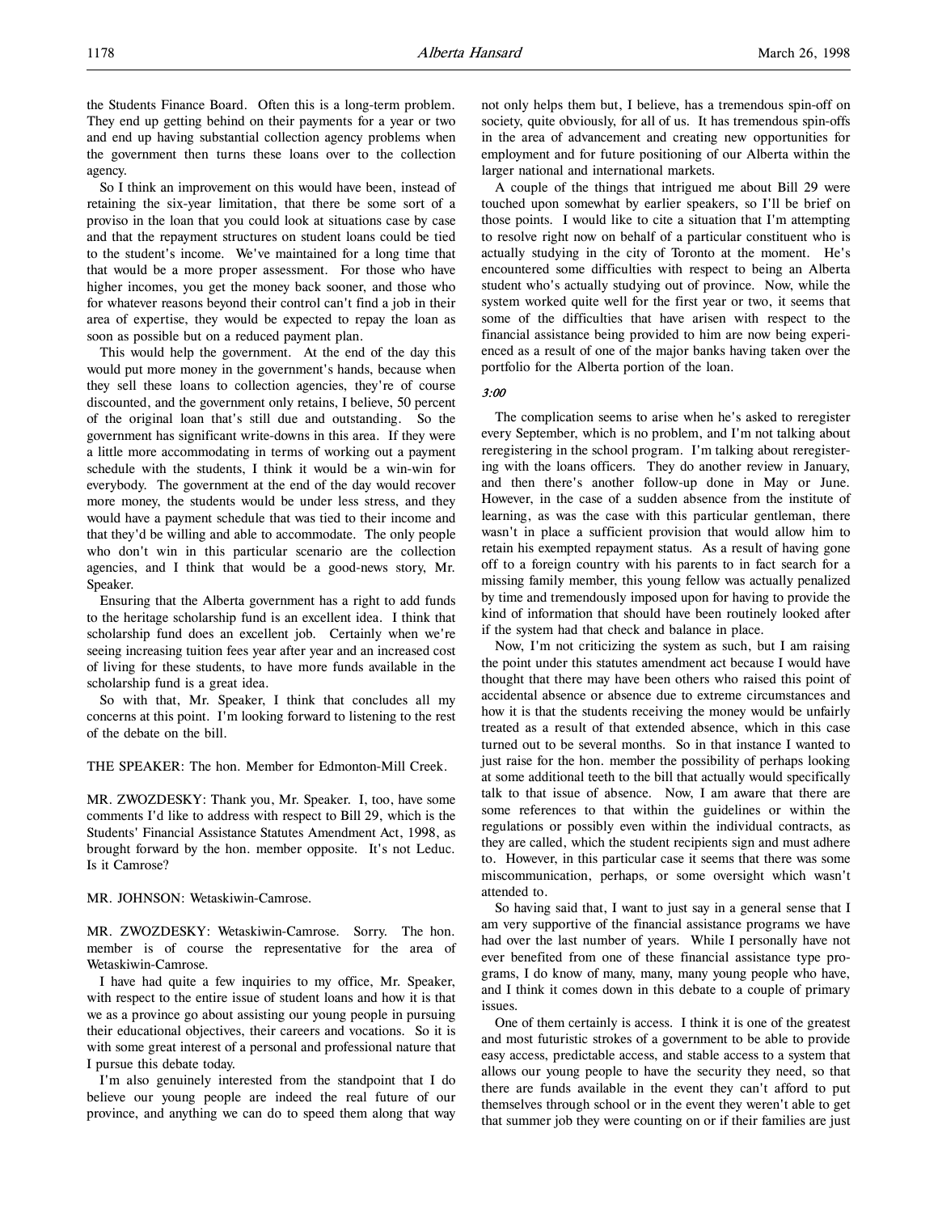the Students Finance Board. Often this is a long-term problem. They end up getting behind on their payments for a year or two and end up having substantial collection agency problems when the government then turns these loans over to the collection agency.

So I think an improvement on this would have been, instead of retaining the six-year limitation, that there be some sort of a proviso in the loan that you could look at situations case by case and that the repayment structures on student loans could be tied to the student's income. We've maintained for a long time that that would be a more proper assessment. For those who have higher incomes, you get the money back sooner, and those who for whatever reasons beyond their control can't find a job in their area of expertise, they would be expected to repay the loan as soon as possible but on a reduced payment plan.

This would help the government. At the end of the day this would put more money in the government's hands, because when they sell these loans to collection agencies, they're of course discounted, and the government only retains, I believe, 50 percent of the original loan that's still due and outstanding. So the government has significant write-downs in this area. If they were a little more accommodating in terms of working out a payment schedule with the students, I think it would be a win-win for everybody. The government at the end of the day would recover more money, the students would be under less stress, and they would have a payment schedule that was tied to their income and that they'd be willing and able to accommodate. The only people who don't win in this particular scenario are the collection agencies, and I think that would be a good-news story, Mr. Speaker.

Ensuring that the Alberta government has a right to add funds to the heritage scholarship fund is an excellent idea. I think that scholarship fund does an excellent job. Certainly when we're seeing increasing tuition fees year after year and an increased cost of living for these students, to have more funds available in the scholarship fund is a great idea.

So with that, Mr. Speaker, I think that concludes all my concerns at this point. I'm looking forward to listening to the rest of the debate on the bill.

THE SPEAKER: The hon. Member for Edmonton-Mill Creek.

MR. ZWOZDESKY: Thank you, Mr. Speaker. I, too, have some comments I'd like to address with respect to Bill 29, which is the Students' Financial Assistance Statutes Amendment Act, 1998, as brought forward by the hon. member opposite. It's not Leduc. Is it Camrose?

MR. JOHNSON: Wetaskiwin-Camrose.

MR. ZWOZDESKY: Wetaskiwin-Camrose. Sorry. The hon. member is of course the representative for the area of Wetaskiwin-Camrose.

I have had quite a few inquiries to my office, Mr. Speaker, with respect to the entire issue of student loans and how it is that we as a province go about assisting our young people in pursuing their educational objectives, their careers and vocations. So it is with some great interest of a personal and professional nature that I pursue this debate today.

I'm also genuinely interested from the standpoint that I do believe our young people are indeed the real future of our province, and anything we can do to speed them along that way not only helps them but, I believe, has a tremendous spin-off on society, quite obviously, for all of us. It has tremendous spin-offs in the area of advancement and creating new opportunities for employment and for future positioning of our Alberta within the larger national and international markets.

A couple of the things that intrigued me about Bill 29 were touched upon somewhat by earlier speakers, so I'll be brief on those points. I would like to cite a situation that I'm attempting to resolve right now on behalf of a particular constituent who is actually studying in the city of Toronto at the moment. He's encountered some difficulties with respect to being an Alberta student who's actually studying out of province. Now, while the system worked quite well for the first year or two, it seems that some of the difficulties that have arisen with respect to the financial assistance being provided to him are now being experienced as a result of one of the major banks having taken over the portfolio for the Alberta portion of the loan.

*3:00*

The complication seems to arise when he's asked to reregister every September, which is no problem, and I'm not talking about reregistering in the school program. I'm talking about reregistering with the loans officers. They do another review in January, and then there's another follow-up done in May or June. However, in the case of a sudden absence from the institute of learning, as was the case with this particular gentleman, there wasn't in place a sufficient provision that would allow him to retain his exempted repayment status. As a result of having gone off to a foreign country with his parents to in fact search for a missing family member, this young fellow was actually penalized by time and tremendously imposed upon for having to provide the kind of information that should have been routinely looked after if the system had that check and balance in place.

Now, I'm not criticizing the system as such, but I am raising the point under this statutes amendment act because I would have thought that there may have been others who raised this point of accidental absence or absence due to extreme circumstances and how it is that the students receiving the money would be unfairly treated as a result of that extended absence, which in this case turned out to be several months. So in that instance I wanted to just raise for the hon. member the possibility of perhaps looking at some additional teeth to the bill that actually would specifically talk to that issue of absence. Now, I am aware that there are some references to that within the guidelines or within the regulations or possibly even within the individual contracts, as they are called, which the student recipients sign and must adhere to. However, in this particular case it seems that there was some miscommunication, perhaps, or some oversight which wasn't attended to.

So having said that, I want to just say in a general sense that I am very supportive of the financial assistance programs we have had over the last number of years. While I personally have not ever benefited from one of these financial assistance type programs, I do know of many, many, many young people who have, and I think it comes down in this debate to a couple of primary issues.

One of them certainly is access. I think it is one of the greatest and most futuristic strokes of a government to be able to provide easy access, predictable access, and stable access to a system that allows our young people to have the security they need, so that there are funds available in the event they can't afford to put themselves through school or in the event they weren't able to get that summer job they were counting on or if their families are just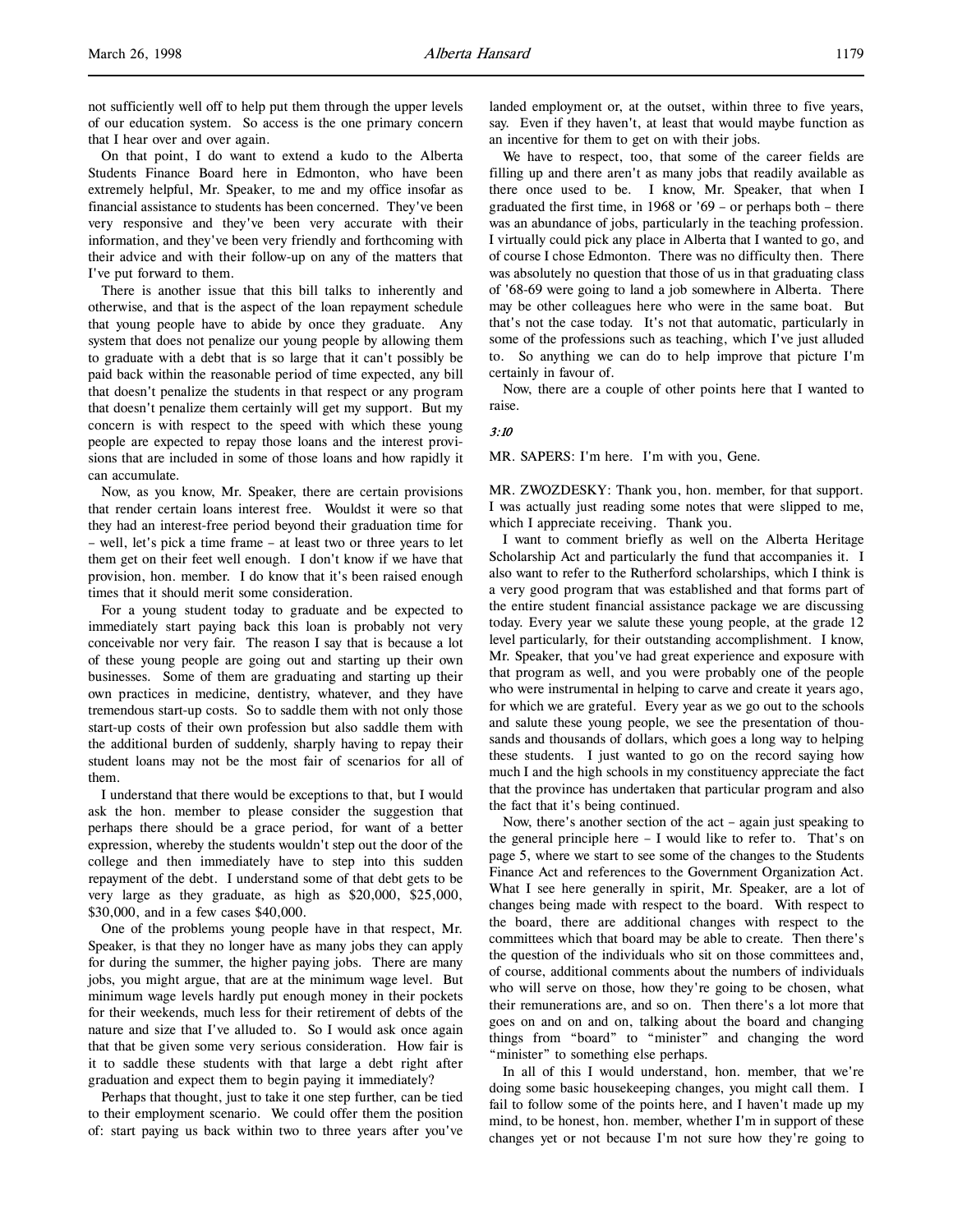not sufficiently well off to help put them through the upper levels of our education system. So access is the one primary concern that I hear over and over again.

On that point, I do want to extend a kudo to the Alberta Students Finance Board here in Edmonton, who have been extremely helpful, Mr. Speaker, to me and my office insofar as financial assistance to students has been concerned. They've been very responsive and they've been very accurate with their information, and they've been very friendly and forthcoming with their advice and with their follow-up on any of the matters that I've put forward to them.

There is another issue that this bill talks to inherently and otherwise, and that is the aspect of the loan repayment schedule that young people have to abide by once they graduate. Any system that does not penalize our young people by allowing them to graduate with a debt that is so large that it can't possibly be paid back within the reasonable period of time expected, any bill that doesn't penalize the students in that respect or any program that doesn't penalize them certainly will get my support. But my concern is with respect to the speed with which these young people are expected to repay those loans and the interest provisions that are included in some of those loans and how rapidly it can accumulate.

Now, as you know, Mr. Speaker, there are certain provisions that render certain loans interest free. Wouldst it were so that they had an interest-free period beyond their graduation time for – well, let's pick a time frame – at least two or three years to let them get on their feet well enough. I don't know if we have that provision, hon. member. I do know that it's been raised enough times that it should merit some consideration.

For a young student today to graduate and be expected to immediately start paying back this loan is probably not very conceivable nor very fair. The reason I say that is because a lot of these young people are going out and starting up their own businesses. Some of them are graduating and starting up their own practices in medicine, dentistry, whatever, and they have tremendous start-up costs. So to saddle them with not only those start-up costs of their own profession but also saddle them with the additional burden of suddenly, sharply having to repay their student loans may not be the most fair of scenarios for all of them.

I understand that there would be exceptions to that, but I would ask the hon. member to please consider the suggestion that perhaps there should be a grace period, for want of a better expression, whereby the students wouldn't step out the door of the college and then immediately have to step into this sudden repayment of the debt. I understand some of that debt gets to be very large as they graduate, as high as $20,000, $25,000, $30,000, and in a few cases $40,000.

One of the problems young people have in that respect, Mr. Speaker, is that they no longer have as many jobs they can apply for during the summer, the higher paying jobs. There are many jobs, you might argue, that are at the minimum wage level. But minimum wage levels hardly put enough money in their pockets for their weekends, much less for their retirement of debts of the nature and size that I've alluded to. So I would ask once again that that be given some very serious consideration. How fair is it to saddle these students with that large a debt right after graduation and expect them to begin paying it immediately?

Perhaps that thought, just to take it one step further, can be tied to their employment scenario. We could offer them the position of: start paying us back within two to three years after you've landed employment or, at the outset, within three to five years, say. Even if they haven't, at least that would maybe function as an incentive for them to get on with their jobs.

We have to respect, too, that some of the career fields are filling up and there aren't as many jobs that readily available as there once used to be. I know, Mr. Speaker, that when I graduated the first time, in 1968 or '69 – or perhaps both – there was an abundance of jobs, particularly in the teaching profession. I virtually could pick any place in Alberta that I wanted to go, and of course I chose Edmonton. There was no difficulty then. There was absolutely no question that those of us in that graduating class of '68-69 were going to land a job somewhere in Alberta. There may be other colleagues here who were in the same boat. But that's not the case today. It's not that automatic, particularly in some of the professions such as teaching, which I've just alluded to. So anything we can do to help improve that picture I'm certainly in favour of.

Now, there are a couple of other points here that I wanted to raise.

*3:10*

MR. SAPERS: I'm here. I'm with you, Gene.

MR. ZWOZDESKY: Thank you, hon. member, for that support. I was actually just reading some notes that were slipped to me, which I appreciate receiving. Thank you.

I want to comment briefly as well on the Alberta Heritage Scholarship Act and particularly the fund that accompanies it. I also want to refer to the Rutherford scholarships, which I think is a very good program that was established and that forms part of the entire student financial assistance package we are discussing today. Every year we salute these young people, at the grade 12 level particularly, for their outstanding accomplishment. I know, Mr. Speaker, that you've had great experience and exposure with that program as well, and you were probably one of the people who were instrumental in helping to carve and create it years ago, for which we are grateful. Every year as we go out to the schools and salute these young people, we see the presentation of thousands and thousands of dollars, which goes a long way to helping these students. I just wanted to go on the record saying how much I and the high schools in my constituency appreciate the fact that the province has undertaken that particular program and also the fact that it's being continued.

Now, there's another section of the act – again just speaking to the general principle here – I would like to refer to. That's on page 5, where we start to see some of the changes to the Students Finance Act and references to the Government Organization Act. What I see here generally in spirit, Mr. Speaker, are a lot of changes being made with respect to the board. With respect to the board, there are additional changes with respect to the committees which that board may be able to create. Then there's the question of the individuals who sit on those committees and, of course, additional comments about the numbers of individuals who will serve on those, how they're going to be chosen, what their remunerations are, and so on. Then there's a lot more that goes on and on and on, talking about the board and changing things from "board" to "minister" and changing the word "minister" to something else perhaps.

In all of this I would understand, hon. member, that we're doing some basic housekeeping changes, you might call them. I fail to follow some of the points here, and I haven't made up my mind, to be honest, hon. member, whether I'm in support of these changes yet or not because I'm not sure how they're going to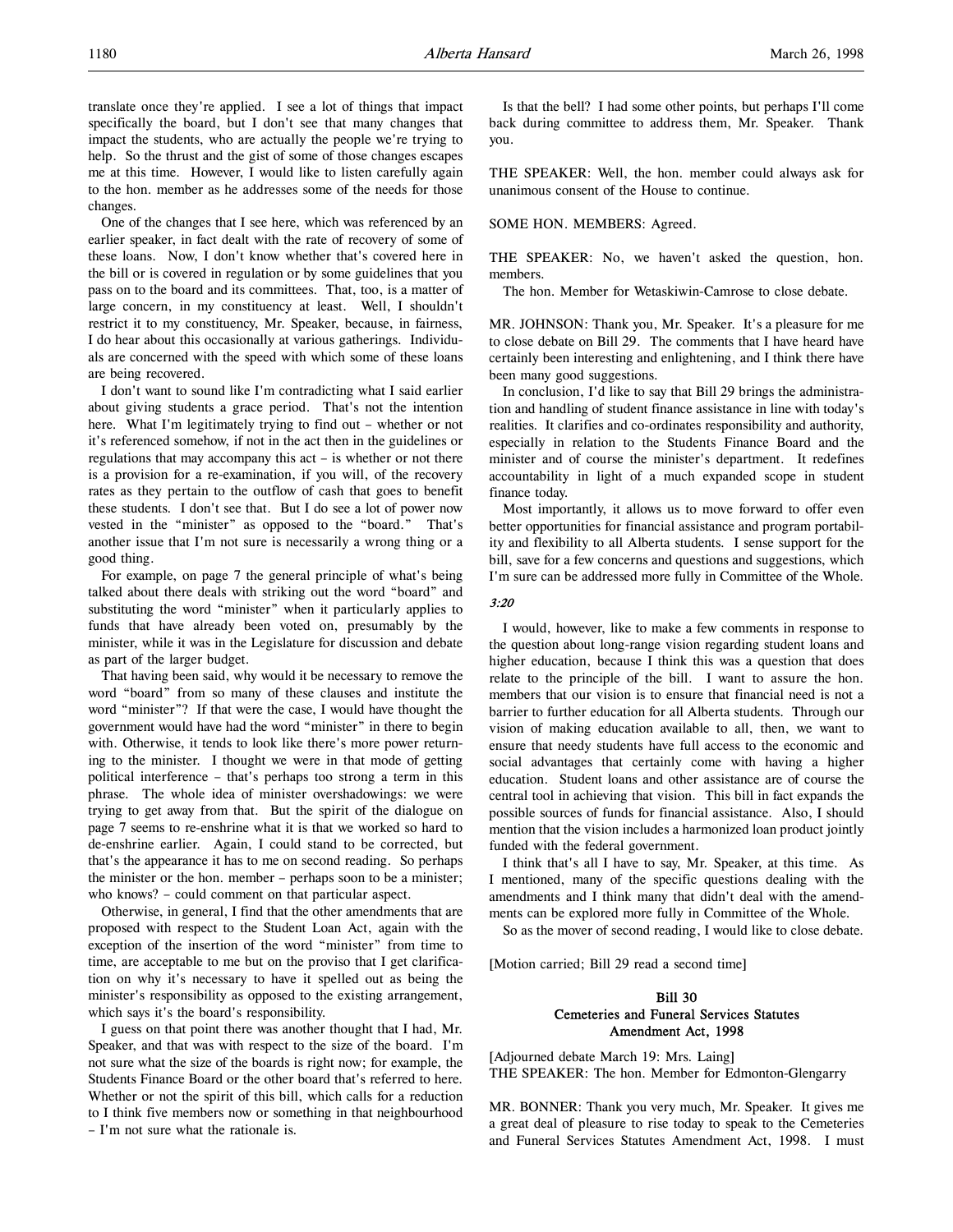translate once they're applied. I see a lot of things that impact specifically the board, but I don't see that many changes that impact the students, who are actually the people we're trying to help. So the thrust and the gist of some of those changes escapes me at this time. However, I would like to listen carefully again to the hon. member as he addresses some of the needs for those changes.

One of the changes that I see here, which was referenced by an earlier speaker, in fact dealt with the rate of recovery of some of these loans. Now, I don't know whether that's covered here in the bill or is covered in regulation or by some guidelines that you pass on to the board and its committees. That, too, is a matter of large concern, in my constituency at least. Well, I shouldn't restrict it to my constituency, Mr. Speaker, because, in fairness, I do hear about this occasionally at various gatherings. Individuals are concerned with the speed with which some of these loans are being recovered.

I don't want to sound like I'm contradicting what I said earlier about giving students a grace period. That's not the intention here. What I'm legitimately trying to find out – whether or not it's referenced somehow, if not in the act then in the guidelines or regulations that may accompany this act – is whether or not there is a provision for a re-examination, if you will, of the recovery rates as they pertain to the outflow of cash that goes to benefit these students. I don't see that. But I do see a lot of power now vested in the "minister" as opposed to the "board." That's another issue that I'm not sure is necessarily a wrong thing or a good thing.

For example, on page 7 the general principle of what's being talked about there deals with striking out the word "board" and substituting the word "minister" when it particularly applies to funds that have already been voted on, presumably by the minister, while it was in the Legislature for discussion and debate as part of the larger budget.

That having been said, why would it be necessary to remove the word "board" from so many of these clauses and institute the word "minister"? If that were the case, I would have thought the government would have had the word "minister" in there to begin with. Otherwise, it tends to look like there's more power returning to the minister. I thought we were in that mode of getting political interference – that's perhaps too strong a term in this phrase. The whole idea of minister overshadowings: we were trying to get away from that. But the spirit of the dialogue on page 7 seems to re-enshrine what it is that we worked so hard to de-enshrine earlier. Again, I could stand to be corrected, but that's the appearance it has to me on second reading. So perhaps the minister or the hon. member – perhaps soon to be a minister; who knows? – could comment on that particular aspect.

Otherwise, in general, I find that the other amendments that are proposed with respect to the Student Loan Act, again with the exception of the insertion of the word "minister" from time to time, are acceptable to me but on the proviso that I get clarification on why it's necessary to have it spelled out as being the minister's responsibility as opposed to the existing arrangement, which says it's the board's responsibility.

I guess on that point there was another thought that I had, Mr. Speaker, and that was with respect to the size of the board. I'm not sure what the size of the boards is right now; for example, the Students Finance Board or the other board that's referred to here. Whether or not the spirit of this bill, which calls for a reduction to I think five members now or something in that neighbourhood – I'm not sure what the rationale is.

Is that the bell? I had some other points, but perhaps I'll come back during committee to address them, Mr. Speaker. Thank you.

THE SPEAKER: Well, the hon. member could always ask for unanimous consent of the House to continue.

SOME HON. MEMBERS: Agreed.

THE SPEAKER: No, we haven't asked the question, hon. members.

The hon. Member for Wetaskiwin-Camrose to close debate.

MR. JOHNSON: Thank you, Mr. Speaker. It's a pleasure for me to close debate on Bill 29. The comments that I have heard have certainly been interesting and enlightening, and I think there have been many good suggestions.

In conclusion, I'd like to say that Bill 29 brings the administration and handling of student finance assistance in line with today's realities. It clarifies and co-ordinates responsibility and authority, especially in relation to the Students Finance Board and the minister and of course the minister's department. It redefines accountability in light of a much expanded scope in student finance today.

Most importantly, it allows us to move forward to offer even better opportunities for financial assistance and program portability and flexibility to all Alberta students. I sense support for the bill, save for a few concerns and questions and suggestions, which I'm sure can be addressed more fully in Committee of the Whole.

*3:20*

I would, however, like to make a few comments in response to the question about long-range vision regarding student loans and higher education, because I think this was a question that does relate to the principle of the bill. I want to assure the hon. members that our vision is to ensure that financial need is not a barrier to further education for all Alberta students. Through our vision of making education available to all, then, we want to ensure that needy students have full access to the economic and social advantages that certainly come with having a higher education. Student loans and other assistance are of course the central tool in achieving that vision. This bill in fact expands the possible sources of funds for financial assistance. Also, I should mention that the vision includes a harmonized loan product jointly funded with the federal government.

I think that's all I have to say, Mr. Speaker, at this time. As I mentioned, many of the specific questions dealing with the amendments and I think many that didn't deal with the amendments can be explored more fully in Committee of the Whole.

So as the mover of second reading, I would like to close debate.

[Motion carried; Bill 29 read a second time]

## Bill 30
## Cemeteries and Funeral Services Statutes Amendment Act, 1998

[Adjourned debate March 19: Mrs. Laing]

THE SPEAKER: The hon. Member for Edmonton-Glengarry

MR. BONNER: Thank you very much, Mr. Speaker. It gives me a great deal of pleasure to rise today to speak to the Cemeteries and Funeral Services Statutes Amendment Act, 1998. I must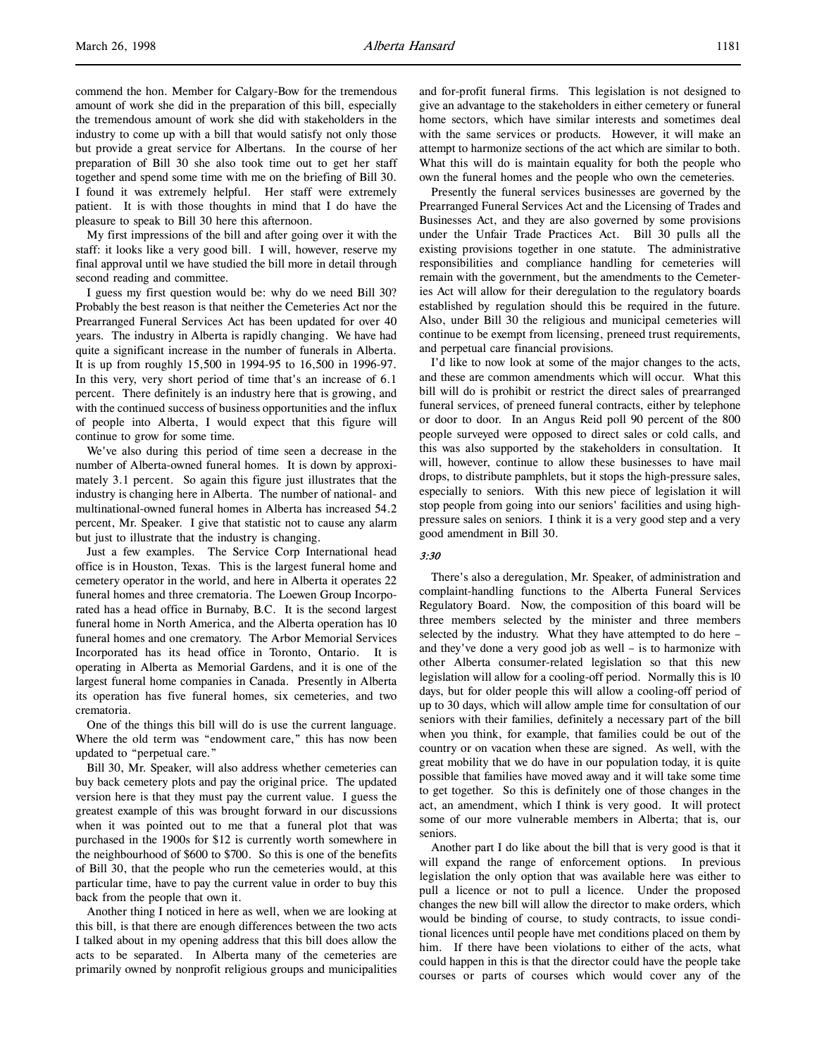commend the hon. Member for Calgary-Bow for the tremendous amount of work she did in the preparation of this bill, especially the tremendous amount of work she did with stakeholders in the industry to come up with a bill that would satisfy not only those but provide a great service for Albertans. In the course of her preparation of Bill 30 she also took time out to get her staff together and spend some time with me on the briefing of Bill 30. I found it was extremely helpful. Her staff were extremely patient. It is with those thoughts in mind that I do have the pleasure to speak to Bill 30 here this afternoon.

My first impressions of the bill and after going over it with the staff: it looks like a very good bill. I will, however, reserve my final approval until we have studied the bill more in detail through second reading and committee.

I guess my first question would be: why do we need Bill 30? Probably the best reason is that neither the Cemeteries Act nor the Prearranged Funeral Services Act has been updated for over 40 years. The industry in Alberta is rapidly changing. We have had quite a significant increase in the number of funerals in Alberta. It is up from roughly 15,500 in 1994-95 to 16,500 in 1996-97. In this very, very short period of time that's an increase of 6.1 percent. There definitely is an industry here that is growing, and with the continued success of business opportunities and the influx of people into Alberta, I would expect that this figure will continue to grow for some time.

We've also during this period of time seen a decrease in the number of Alberta-owned funeral homes. It is down by approximately 3.1 percent. So again this figure just illustrates that the industry is changing here in Alberta. The number of national- and multinational-owned funeral homes in Alberta has increased 54.2 percent, Mr. Speaker. I give that statistic not to cause any alarm but just to illustrate that the industry is changing.

Just a few examples. The Service Corp International head office is in Houston, Texas. This is the largest funeral home and cemetery operator in the world, and here in Alberta it operates 22 funeral homes and three crematoria. The Loewen Group Incorporated has a head office in Burnaby, B.C. It is the second largest funeral home in North America, and the Alberta operation has 10 funeral homes and one crematory. The Arbor Memorial Services Incorporated has its head office in Toronto, Ontario. It is operating in Alberta as Memorial Gardens, and it is one of the largest funeral home companies in Canada. Presently in Alberta its operation has five funeral homes, six cemeteries, and two crematoria.

One of the things this bill will do is use the current language. Where the old term was "endowment care," this has now been updated to "perpetual care."

Bill 30, Mr. Speaker, will also address whether cemeteries can buy back cemetery plots and pay the original price. The updated version here is that they must pay the current value. I guess the greatest example of this was brought forward in our discussions when it was pointed out to me that a funeral plot that was purchased in the 1900s for $12 is currently worth somewhere in the neighbourhood of $600 to $700. So this is one of the benefits of Bill 30, that the people who run the cemeteries would, at this particular time, have to pay the current value in order to buy this back from the people that own it.

Another thing I noticed in here as well, when we are looking at this bill, is that there are enough differences between the two acts I talked about in my opening address that this bill does allow the acts to be separated. In Alberta many of the cemeteries are primarily owned by nonprofit religious groups and municipalities and for-profit funeral firms. This legislation is not designed to give an advantage to the stakeholders in either cemetery or funeral home sectors, which have similar interests and sometimes deal with the same services or products. However, it will make an attempt to harmonize sections of the act which are similar to both. What this will do is maintain equality for both the people who own the funeral homes and the people who own the cemeteries.

Presently the funeral services businesses are governed by the Prearranged Funeral Services Act and the Licensing of Trades and Businesses Act, and they are also governed by some provisions under the Unfair Trade Practices Act. Bill 30 pulls all the existing provisions together in one statute. The administrative responsibilities and compliance handling for cemeteries will remain with the government, but the amendments to the Cemeteries Act will allow for their deregulation to the regulatory boards established by regulation should this be required in the future. Also, under Bill 30 the religious and municipal cemeteries will continue to be exempt from licensing, preneed trust requirements, and perpetual care financial provisions.

I'd like to now look at some of the major changes to the acts, and these are common amendments which will occur. What this bill will do is prohibit or restrict the direct sales of prearranged funeral services, of preneed funeral contracts, either by telephone or door to door. In an Angus Reid poll 90 percent of the 800 people surveyed were opposed to direct sales or cold calls, and this was also supported by the stakeholders in consultation. It will, however, continue to allow these businesses to have mail drops, to distribute pamphlets, but it stops the high-pressure sales, especially to seniors. With this new piece of legislation it will stop people from going into our seniors' facilities and using high-pressure sales on seniors. I think it is a very good step and a very good amendment in Bill 30.

*3:30*

There's also a deregulation, Mr. Speaker, of administration and complaint-handling functions to the Alberta Funeral Services Regulatory Board. Now, the composition of this board will be three members selected by the minister and three members selected by the industry. What they have attempted to do here – and they've done a very good job as well – is to harmonize with other Alberta consumer-related legislation so that this new legislation will allow for a cooling-off period. Normally this is 10 days, but for older people this will allow a cooling-off period of up to 30 days, which will allow ample time for consultation of our seniors with their families, definitely a necessary part of the bill when you think, for example, that families could be out of the country or on vacation when these are signed. As well, with the great mobility that we do have in our population today, it is quite possible that families have moved away and it will take some time to get together. So this is definitely one of those changes in the act, an amendment, which I think is very good. It will protect some of our more vulnerable members in Alberta; that is, our seniors.

Another part I do like about the bill that is very good is that it will expand the range of enforcement options. In previous legislation the only option that was available here was either to pull a licence or not to pull a licence. Under the proposed changes the new bill will allow the director to make orders, which would be binding of course, to study contracts, to issue conditional licences until people have met conditions placed on them by him. If there have been violations to either of the acts, what could happen in this is that the director could have the people take courses or parts of courses which would cover any of the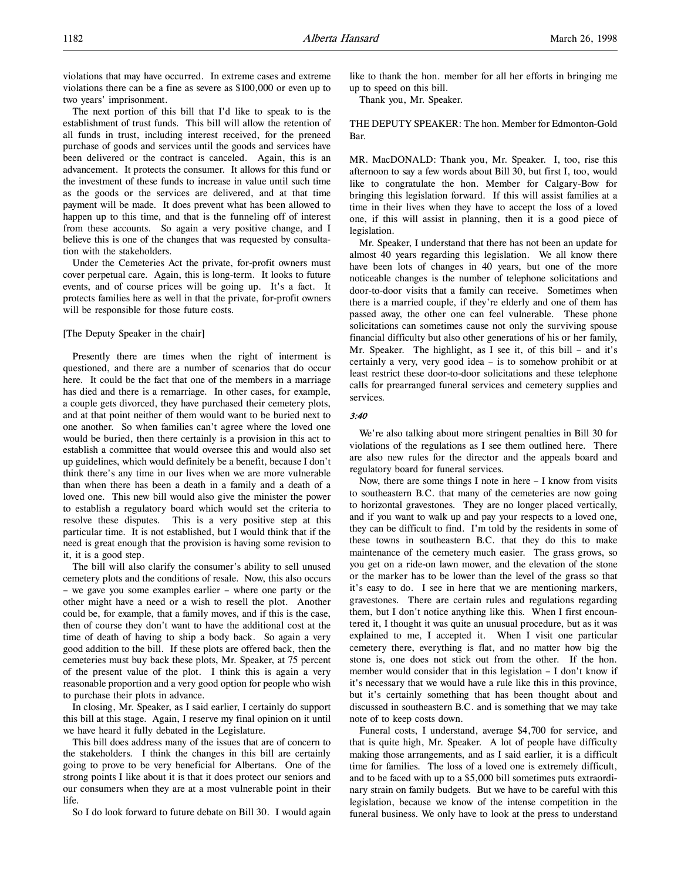violations that may have occurred. In extreme cases and extreme violations there can be a fine as severe as $100,000 or even up to two years' imprisonment.

The next portion of this bill that I'd like to speak to is the establishment of trust funds. This bill will allow the retention of all funds in trust, including interest received, for the preneed purchase of goods and services until the goods and services have been delivered or the contract is canceled. Again, this is an advancement. It protects the consumer. It allows for this fund or the investment of these funds to increase in value until such time as the goods or the services are delivered, and at that time payment will be made. It does prevent what has been allowed to happen up to this time, and that is the funneling off of interest from these accounts. So again a very positive change, and I believe this is one of the changes that was requested by consultation with the stakeholders.

Under the Cemeteries Act the private, for-profit owners must cover perpetual care. Again, this is long-term. It looks to future events, and of course prices will be going up. It's a fact. It protects families here as well in that the private, for-profit owners will be responsible for those future costs.

[The Deputy Speaker in the chair]

Presently there are times when the right of interment is questioned, and there are a number of scenarios that do occur here. It could be the fact that one of the members in a marriage has died and there is a remarriage. In other cases, for example, a couple gets divorced, they have purchased their cemetery plots, and at that point neither of them would want to be buried next to one another. So when families can't agree where the loved one would be buried, then there certainly is a provision in this act to establish a committee that would oversee this and would also set up guidelines, which would definitely be a benefit, because I don't think there's any time in our lives when we are more vulnerable than when there has been a death in a family and a death of a loved one. This new bill would also give the minister the power to establish a regulatory board which would set the criteria to resolve these disputes. This is a very positive step at this particular time. It is not established, but I would think that if the need is great enough that the provision is having some revision to it, it is a good step.

The bill will also clarify the consumer's ability to sell unused cemetery plots and the conditions of resale. Now, this also occurs – we gave you some examples earlier – where one party or the other might have a need or a wish to resell the plot. Another could be, for example, that a family moves, and if this is the case, then of course they don't want to have the additional cost at the time of death of having to ship a body back. So again a very good addition to the bill. If these plots are offered back, then the cemeteries must buy back these plots, Mr. Speaker, at 75 percent of the present value of the plot. I think this is again a very reasonable proportion and a very good option for people who wish to purchase their plots in advance.

In closing, Mr. Speaker, as I said earlier, I certainly do support this bill at this stage. Again, I reserve my final opinion on it until we have heard it fully debated in the Legislature.

This bill does address many of the issues that are of concern to the stakeholders. I think the changes in this bill are certainly going to prove to be very beneficial for Albertans. One of the strong points I like about it is that it does protect our seniors and our consumers when they are at a most vulnerable point in their life.

So I do look forward to future debate on Bill 30. I would again like to thank the hon. member for all her efforts in bringing me up to speed on this bill.

Thank you, Mr. Speaker.

THE DEPUTY SPEAKER: The hon. Member for Edmonton-Gold Bar.

MR. MacDONALD: Thank you, Mr. Speaker. I, too, rise this afternoon to say a few words about Bill 30, but first I, too, would like to congratulate the hon. Member for Calgary-Bow for bringing this legislation forward. If this will assist families at a time in their lives when they have to accept the loss of a loved one, if this will assist in planning, then it is a good piece of legislation.

Mr. Speaker, I understand that there has not been an update for almost 40 years regarding this legislation. We all know there have been lots of changes in 40 years, but one of the more noticeable changes is the number of telephone solicitations and door-to-door visits that a family can receive. Sometimes when there is a married couple, if they're elderly and one of them has passed away, the other one can feel vulnerable. These phone solicitations can sometimes cause not only the surviving spouse financial difficulty but also other generations of his or her family, Mr. Speaker. The highlight, as I see it, of this bill – and it's certainly a very, very good idea – is to somehow prohibit or at least restrict these door-to-door solicitations and these telephone calls for prearranged funeral services and cemetery supplies and services.

*3:40*

We're also talking about more stringent penalties in Bill 30 for violations of the regulations as I see them outlined here. There are also new rules for the director and the appeals board and regulatory board for funeral services.

Now, there are some things I note in here – I know from visits to southeastern B.C. that many of the cemeteries are now going to horizontal gravestones. They are no longer placed vertically, and if you want to walk up and pay your respects to a loved one, they can be difficult to find. I'm told by the residents in some of these towns in southeastern B.C. that they do this to make maintenance of the cemetery much easier. The grass grows, so you get on a ride-on lawn mower, and the elevation of the stone or the marker has to be lower than the level of the grass so that it's easy to do. I see in here that we are mentioning markers, gravestones. There are certain rules and regulations regarding them, but I don't notice anything like this. When I first encountered it, I thought it was quite an unusual procedure, but as it was explained to me, I accepted it. When I visit one particular cemetery there, everything is flat, and no matter how big the stone is, one does not stick out from the other. If the hon. member would consider that in this legislation – I don't know if it's necessary that we would have a rule like this in this province, but it's certainly something that has been thought about and discussed in southeastern B.C. and is something that we may take note of to keep costs down.

Funeral costs, I understand, average $4,700 for service, and that is quite high, Mr. Speaker. A lot of people have difficulty making those arrangements, and as I said earlier, it is a difficult time for families. The loss of a loved one is extremely difficult, and to be faced with up to a $5,000 bill sometimes puts extraordinary strain on family budgets. But we have to be careful with this legislation, because we know of the intense competition in the funeral business. We only have to look at the press to understand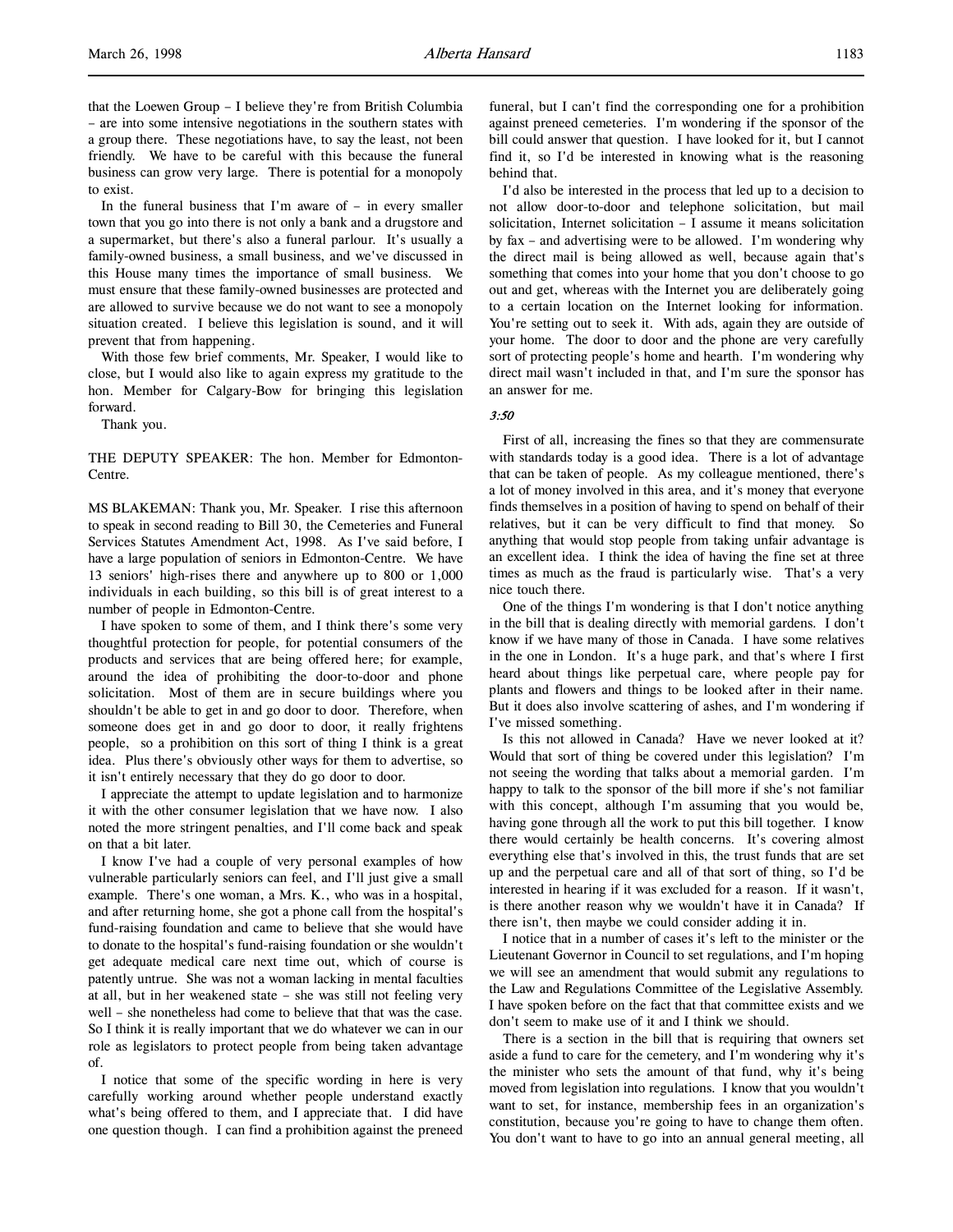that the Loewen Group – I believe they're from British Columbia – are into some intensive negotiations in the southern states with a group there. These negotiations have, to say the least, not been friendly. We have to be careful with this because the funeral business can grow very large. There is potential for a monopoly to exist.

In the funeral business that I'm aware of – in every smaller town that you go into there is not only a bank and a drugstore and a supermarket, but there's also a funeral parlour. It's usually a family-owned business, a small business, and we've discussed in this House many times the importance of small business. We must ensure that these family-owned businesses are protected and are allowed to survive because we do not want to see a monopoly situation created. I believe this legislation is sound, and it will prevent that from happening.

With those few brief comments, Mr. Speaker, I would like to close, but I would also like to again express my gratitude to the hon. Member for Calgary-Bow for bringing this legislation forward.

Thank you.

THE DEPUTY SPEAKER: The hon. Member for Edmonton-Centre.

MS BLAKEMAN: Thank you, Mr. Speaker. I rise this afternoon to speak in second reading to Bill 30, the Cemeteries and Funeral Services Statutes Amendment Act, 1998. As I've said before, I have a large population of seniors in Edmonton-Centre. We have 13 seniors' high-rises there and anywhere up to 800 or 1,000 individuals in each building, so this bill is of great interest to a number of people in Edmonton-Centre.

I have spoken to some of them, and I think there's some very thoughtful protection for people, for potential consumers of the products and services that are being offered here; for example, around the idea of prohibiting the door-to-door and phone solicitation. Most of them are in secure buildings where you shouldn't be able to get in and go door to door. Therefore, when someone does get in and go door to door, it really frightens people, so a prohibition on this sort of thing I think is a great idea. Plus there's obviously other ways for them to advertise, so it isn't entirely necessary that they do go door to door.

I appreciate the attempt to update legislation and to harmonize it with the other consumer legislation that we have now. I also noted the more stringent penalties, and I'll come back and speak on that a bit later.

I know I've had a couple of very personal examples of how vulnerable particularly seniors can feel, and I'll just give a small example. There's one woman, a Mrs. K., who was in a hospital, and after returning home, she got a phone call from the hospital's fund-raising foundation and came to believe that she would have to donate to the hospital's fund-raising foundation or she wouldn't get adequate medical care next time out, which of course is patently untrue. She was not a woman lacking in mental faculties at all, but in her weakened state – she was still not feeling very well – she nonetheless had come to believe that that was the case. So I think it is really important that we do whatever we can in our role as legislators to protect people from being taken advantage of.

I notice that some of the specific wording in here is very carefully working around whether people understand exactly what's being offered to them, and I appreciate that. I did have one question though. I can find a prohibition against the preneed funeral, but I can't find the corresponding one for a prohibition against preneed cemeteries. I'm wondering if the sponsor of the bill could answer that question. I have looked for it, but I cannot find it, so I'd be interested in knowing what is the reasoning behind that.

I'd also be interested in the process that led up to a decision to not allow door-to-door and telephone solicitation, but mail solicitation, Internet solicitation – I assume it means solicitation by fax – and advertising were to be allowed. I'm wondering why the direct mail is being allowed as well, because again that's something that comes into your home that you don't choose to go out and get, whereas with the Internet you are deliberately going to a certain location on the Internet looking for information. You're setting out to seek it. With ads, again they are outside of your home. The door to door and the phone are very carefully sort of protecting people's home and hearth. I'm wondering why direct mail wasn't included in that, and I'm sure the sponsor has an answer for me.

*3:50*

First of all, increasing the fines so that they are commensurate with standards today is a good idea. There is a lot of advantage that can be taken of people. As my colleague mentioned, there's a lot of money involved in this area, and it's money that everyone finds themselves in a position of having to spend on behalf of their relatives, but it can be very difficult to find that money. So anything that would stop people from taking unfair advantage is an excellent idea. I think the idea of having the fine set at three times as much as the fraud is particularly wise. That's a very nice touch there.

One of the things I'm wondering is that I don't notice anything in the bill that is dealing directly with memorial gardens. I don't know if we have many of those in Canada. I have some relatives in the one in London. It's a huge park, and that's where I first heard about things like perpetual care, where people pay for plants and flowers and things to be looked after in their name. But it does also involve scattering of ashes, and I'm wondering if I've missed something.

Is this not allowed in Canada? Have we never looked at it? Would that sort of thing be covered under this legislation? I'm not seeing the wording that talks about a memorial garden. I'm happy to talk to the sponsor of the bill more if she's not familiar with this concept, although I'm assuming that you would be, having gone through all the work to put this bill together. I know there would certainly be health concerns. It's covering almost everything else that's involved in this, the trust funds that are set up and the perpetual care and all of that sort of thing, so I'd be interested in hearing if it was excluded for a reason. If it wasn't, is there another reason why we wouldn't have it in Canada? If there isn't, then maybe we could consider adding it in.

I notice that in a number of cases it's left to the minister or the Lieutenant Governor in Council to set regulations, and I'm hoping we will see an amendment that would submit any regulations to the Law and Regulations Committee of the Legislative Assembly. I have spoken before on the fact that that committee exists and we don't seem to make use of it and I think we should.

There is a section in the bill that is requiring that owners set aside a fund to care for the cemetery, and I'm wondering why it's the minister who sets the amount of that fund, why it's being moved from legislation into regulations. I know that you wouldn't want to set, for instance, membership fees in an organization's constitution, because you're going to have to change them often. You don't want to have to go into an annual general meeting, all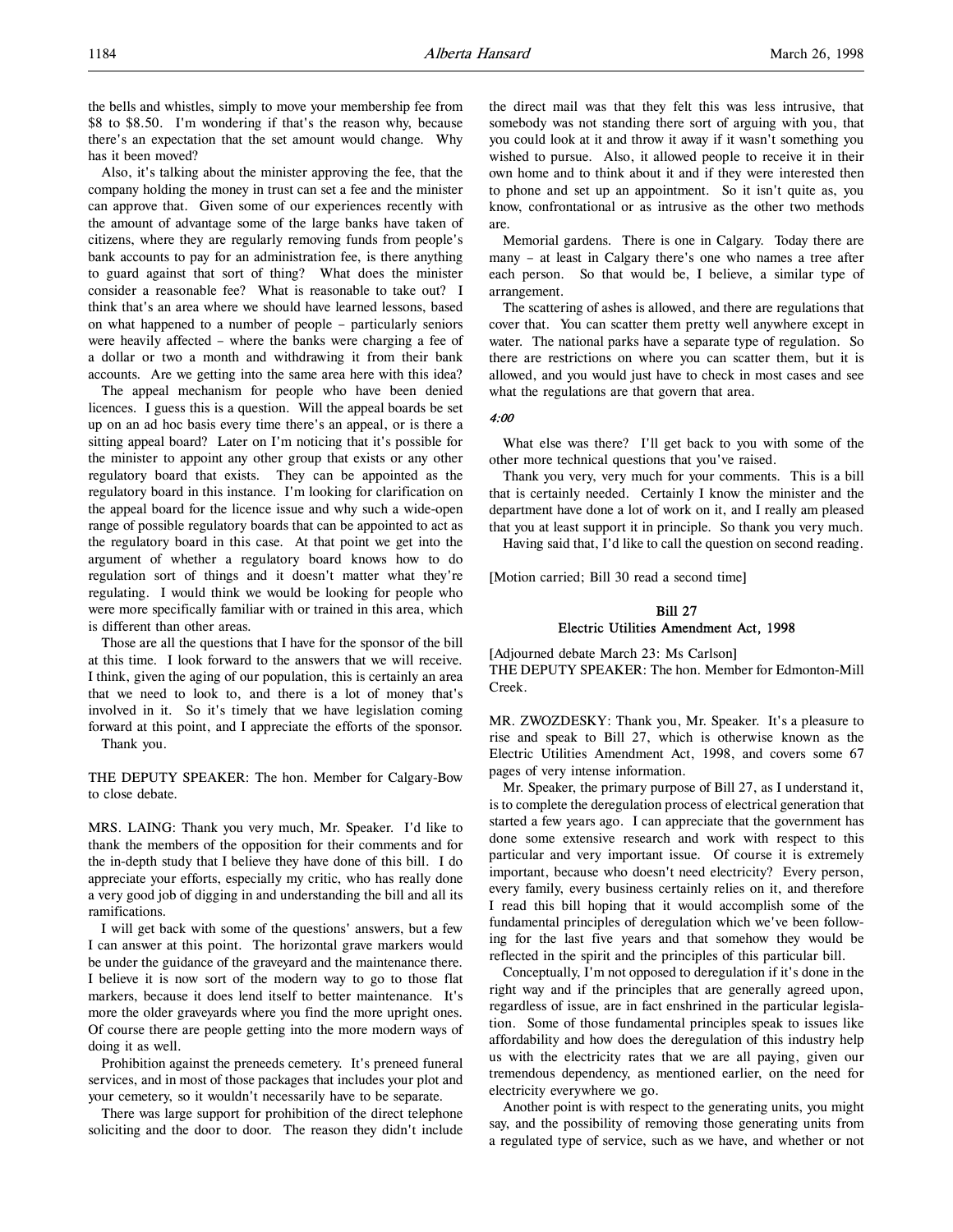the bells and whistles, simply to move your membership fee from $8 to $8.50. I'm wondering if that's the reason why, because there's an expectation that the set amount would change. Why has it been moved?

Also, it's talking about the minister approving the fee, that the company holding the money in trust can set a fee and the minister can approve that. Given some of our experiences recently with the amount of advantage some of the large banks have taken of citizens, where they are regularly removing funds from people's bank accounts to pay for an administration fee, is there anything to guard against that sort of thing? What does the minister consider a reasonable fee? What is reasonable to take out? I think that's an area where we should have learned lessons, based on what happened to a number of people – particularly seniors were heavily affected – where the banks were charging a fee of a dollar or two a month and withdrawing it from their bank accounts. Are we getting into the same area here with this idea?

The appeal mechanism for people who have been denied licences. I guess this is a question. Will the appeal boards be set up on an ad hoc basis every time there's an appeal, or is there a sitting appeal board? Later on I'm noticing that it's possible for the minister to appoint any other group that exists or any other regulatory board that exists. They can be appointed as the regulatory board in this instance. I'm looking for clarification on the appeal board for the licence issue and why such a wide-open range of possible regulatory boards that can be appointed to act as the regulatory board in this case. At that point we get into the argument of whether a regulatory board knows how to do regulation sort of things and it doesn't matter what they're regulating. I would think we would be looking for people who were more specifically familiar with or trained in this area, which is different than other areas.

Those are all the questions that I have for the sponsor of the bill at this time. I look forward to the answers that we will receive. I think, given the aging of our population, this is certainly an area that we need to look to, and there is a lot of money that's involved in it. So it's timely that we have legislation coming forward at this point, and I appreciate the efforts of the sponsor.

Thank you.

THE DEPUTY SPEAKER: The hon. Member for Calgary-Bow to close debate.

MRS. LAING: Thank you very much, Mr. Speaker. I'd like to thank the members of the opposition for their comments and for the in-depth study that I believe they have done of this bill. I do appreciate your efforts, especially my critic, who has really done a very good job of digging in and understanding the bill and all its ramifications.

I will get back with some of the questions' answers, but a few I can answer at this point. The horizontal grave markers would be under the guidance of the graveyard and the maintenance there. I believe it is now sort of the modern way to go to those flat markers, because it does lend itself to better maintenance. It's more the older graveyards where you find the more upright ones. Of course there are people getting into the more modern ways of doing it as well.

Prohibition against the preneeds cemetery. It's preneed funeral services, and in most of those packages that includes your plot and your cemetery, so it wouldn't necessarily have to be separate.

There was large support for prohibition of the direct telephone soliciting and the door to door. The reason they didn't include the direct mail was that they felt this was less intrusive, that somebody was not standing there sort of arguing with you, that you could look at it and throw it away if it wasn't something you wished to pursue. Also, it allowed people to receive it in their own home and to think about it and if they were interested then to phone and set up an appointment. So it isn't quite as, you know, confrontational or as intrusive as the other two methods are.

Memorial gardens. There is one in Calgary. Today there are many – at least in Calgary there's one who names a tree after each person. So that would be, I believe, a similar type of arrangement.

The scattering of ashes is allowed, and there are regulations that cover that. You can scatter them pretty well anywhere except in water. The national parks have a separate type of regulation. So there are restrictions on where you can scatter them, but it is allowed, and you would just have to check in most cases and see what the regulations are that govern that area.

*4:00*

What else was there? I'll get back to you with some of the other more technical questions that you've raised.

Thank you very, very much for your comments. This is a bill that is certainly needed. Certainly I know the minister and the department have done a lot of work on it, and I really am pleased that you at least support it in principle. So thank you very much.

Having said that, I'd like to call the question on second reading.

[Motion carried; Bill 30 read a second time]

## Bill 27
## Electric Utilities Amendment Act, 1998

[Adjourned debate March 23: Ms Carlson]

THE DEPUTY SPEAKER: The hon. Member for Edmonton-Mill Creek.

MR. ZWOZDESKY: Thank you, Mr. Speaker. It's a pleasure to rise and speak to Bill 27, which is otherwise known as the Electric Utilities Amendment Act, 1998, and covers some 67 pages of very intense information.

Mr. Speaker, the primary purpose of Bill 27, as I understand it, is to complete the deregulation process of electrical generation that started a few years ago. I can appreciate that the government has done some extensive research and work with respect to this particular and very important issue. Of course it is extremely important, because who doesn't need electricity? Every person, every family, every business certainly relies on it, and therefore I read this bill hoping that it would accomplish some of the fundamental principles of deregulation which we've been following for the last five years and that somehow they would be reflected in the spirit and the principles of this particular bill.

Conceptually, I'm not opposed to deregulation if it's done in the right way and if the principles that are generally agreed upon, regardless of issue, are in fact enshrined in the particular legislation. Some of those fundamental principles speak to issues like affordability and how does the deregulation of this industry help us with the electricity rates that we are all paying, given our tremendous dependency, as mentioned earlier, on the need for electricity everywhere we go.

Another point is with respect to the generating units, you might say, and the possibility of removing those generating units from a regulated type of service, such as we have, and whether or not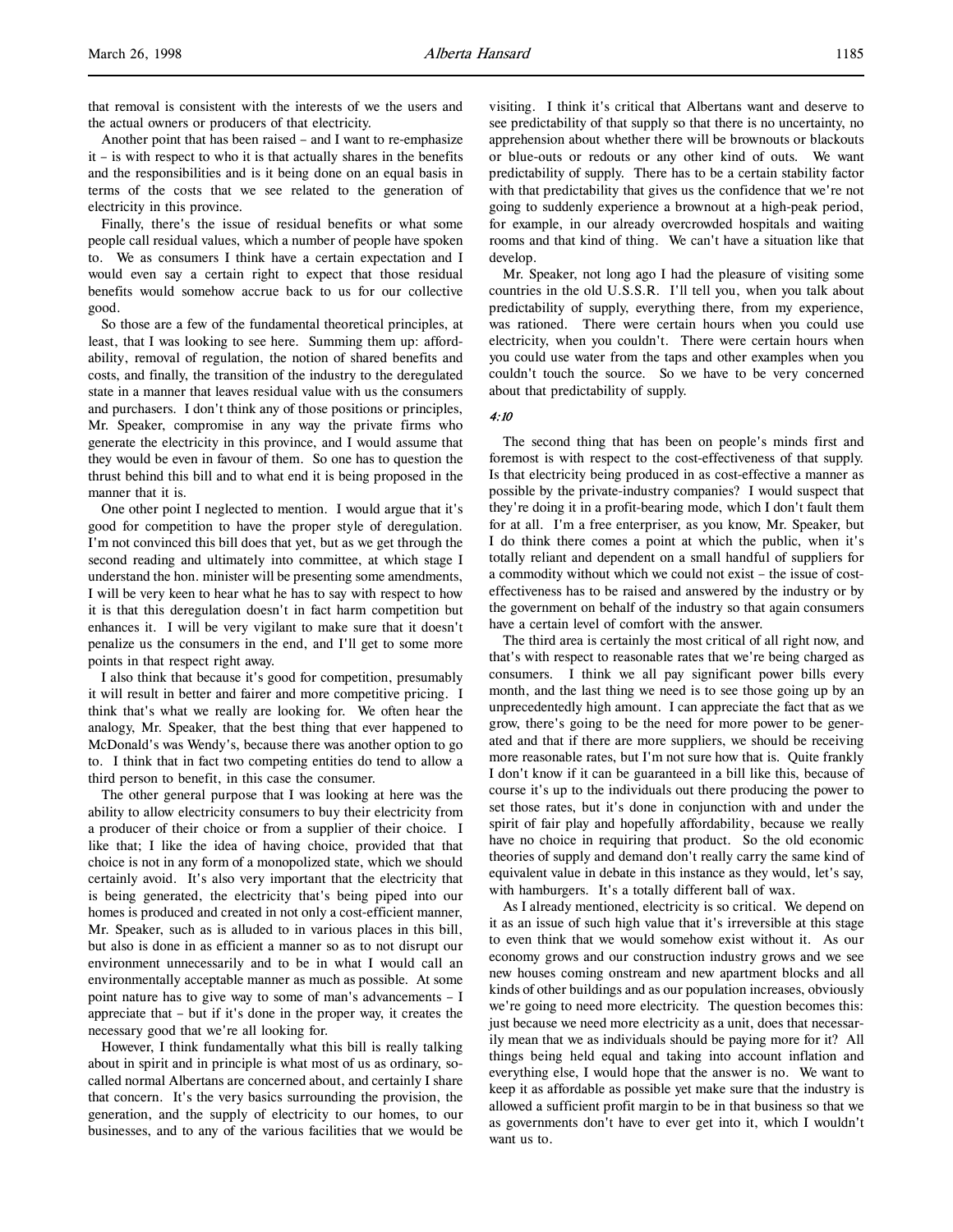that removal is consistent with the interests of we the users and the actual owners or producers of that electricity.

Another point that has been raised – and I want to re-emphasize it – is with respect to who it is that actually shares in the benefits and the responsibilities and is it being done on an equal basis in terms of the costs that we see related to the generation of electricity in this province.

Finally, there's the issue of residual benefits or what some people call residual values, which a number of people have spoken to. We as consumers I think have a certain expectation and I would even say a certain right to expect that those residual benefits would somehow accrue back to us for our collective good.

So those are a few of the fundamental theoretical principles, at least, that I was looking to see here. Summing them up: affordability, removal of regulation, the notion of shared benefits and costs, and finally, the transition of the industry to the deregulated state in a manner that leaves residual value with us the consumers and purchasers. I don't think any of those positions or principles, Mr. Speaker, compromise in any way the private firms who generate the electricity in this province, and I would assume that they would be even in favour of them. So one has to question the thrust behind this bill and to what end it is being proposed in the manner that it is.

One other point I neglected to mention. I would argue that it's good for competition to have the proper style of deregulation. I'm not convinced this bill does that yet, but as we get through the second reading and ultimately into committee, at which stage I understand the hon. minister will be presenting some amendments, I will be very keen to hear what he has to say with respect to how it is that this deregulation doesn't in fact harm competition but enhances it. I will be very vigilant to make sure that it doesn't penalize us the consumers in the end, and I'll get to some more points in that respect right away.

I also think that because it's good for competition, presumably it will result in better and fairer and more competitive pricing. I think that's what we really are looking for. We often hear the analogy, Mr. Speaker, that the best thing that ever happened to McDonald's was Wendy's, because there was another option to go to. I think that in fact two competing entities do tend to allow a third person to benefit, in this case the consumer.

The other general purpose that I was looking at here was the ability to allow electricity consumers to buy their electricity from a producer of their choice or from a supplier of their choice. I like that; I like the idea of having choice, provided that that choice is not in any form of a monopolized state, which we should certainly avoid. It's also very important that the electricity that is being generated, the electricity that's being piped into our homes is produced and created in not only a cost-efficient manner, Mr. Speaker, such as is alluded to in various places in this bill, but also is done in as efficient a manner so as to not disrupt our environment unnecessarily and to be in what I would call an environmentally acceptable manner as much as possible. At some point nature has to give way to some of man's advancements – I appreciate that – but if it's done in the proper way, it creates the necessary good that we're all looking for.

However, I think fundamentally what this bill is really talking about in spirit and in principle is what most of us as ordinary, so-called normal Albertans are concerned about, and certainly I share that concern. It's the very basics surrounding the provision, the generation, and the supply of electricity to our homes, to our businesses, and to any of the various facilities that we would be visiting. I think it's critical that Albertans want and deserve to see predictability of that supply so that there is no uncertainty, no apprehension about whether there will be brownouts or blackouts or blue-outs or redouts or any other kind of outs. We want predictability of supply. There has to be a certain stability factor with that predictability that gives us the confidence that we're not going to suddenly experience a brownout at a high-peak period, for example, in our already overcrowded hospitals and waiting rooms and that kind of thing. We can't have a situation like that develop.

Mr. Speaker, not long ago I had the pleasure of visiting some countries in the old U.S.S.R. I'll tell you, when you talk about predictability of supply, everything there, from my experience, was rationed. There were certain hours when you could use electricity, when you couldn't. There were certain hours when you could use water from the taps and other examples when you couldn't touch the source. So we have to be very concerned about that predictability of supply.

*4:10*

The second thing that has been on people's minds first and foremost is with respect to the cost-effectiveness of that supply. Is that electricity being produced in as cost-effective a manner as possible by the private-industry companies? I would suspect that they're doing it in a profit-bearing mode, which I don't fault them for at all. I'm a free enterpriser, as you know, Mr. Speaker, but I do think there comes a point at which the public, when it's totally reliant and dependent on a small handful of suppliers for a commodity without which we could not exist – the issue of cost-effectiveness has to be raised and answered by the industry or by the government on behalf of the industry so that again consumers have a certain level of comfort with the answer.

The third area is certainly the most critical of all right now, and that's with respect to reasonable rates that we're being charged as consumers. I think we all pay significant power bills every month, and the last thing we need is to see those going up by an unprecedentedly high amount. I can appreciate the fact that as we grow, there's going to be the need for more power to be generated and that if there are more suppliers, we should be receiving more reasonable rates, but I'm not sure how that is. Quite frankly I don't know if it can be guaranteed in a bill like this, because of course it's up to the individuals out there producing the power to set those rates, but it's done in conjunction with and under the spirit of fair play and hopefully affordability, because we really have no choice in requiring that product. So the old economic theories of supply and demand don't really carry the same kind of equivalent value in debate in this instance as they would, let's say, with hamburgers. It's a totally different ball of wax.

As I already mentioned, electricity is so critical. We depend on it as an issue of such high value that it's irreversible at this stage to even think that we would somehow exist without it. As our economy grows and our construction industry grows and we see new houses coming onstream and new apartment blocks and all kinds of other buildings and as our population increases, obviously we're going to need more electricity. The question becomes this: just because we need more electricity as a unit, does that necessarily mean that we as individuals should be paying more for it? All things being held equal and taking into account inflation and everything else, I would hope that the answer is no. We want to keep it as affordable as possible yet make sure that the industry is allowed a sufficient profit margin to be in that business so that we as governments don't have to ever get into it, which I wouldn't want us to.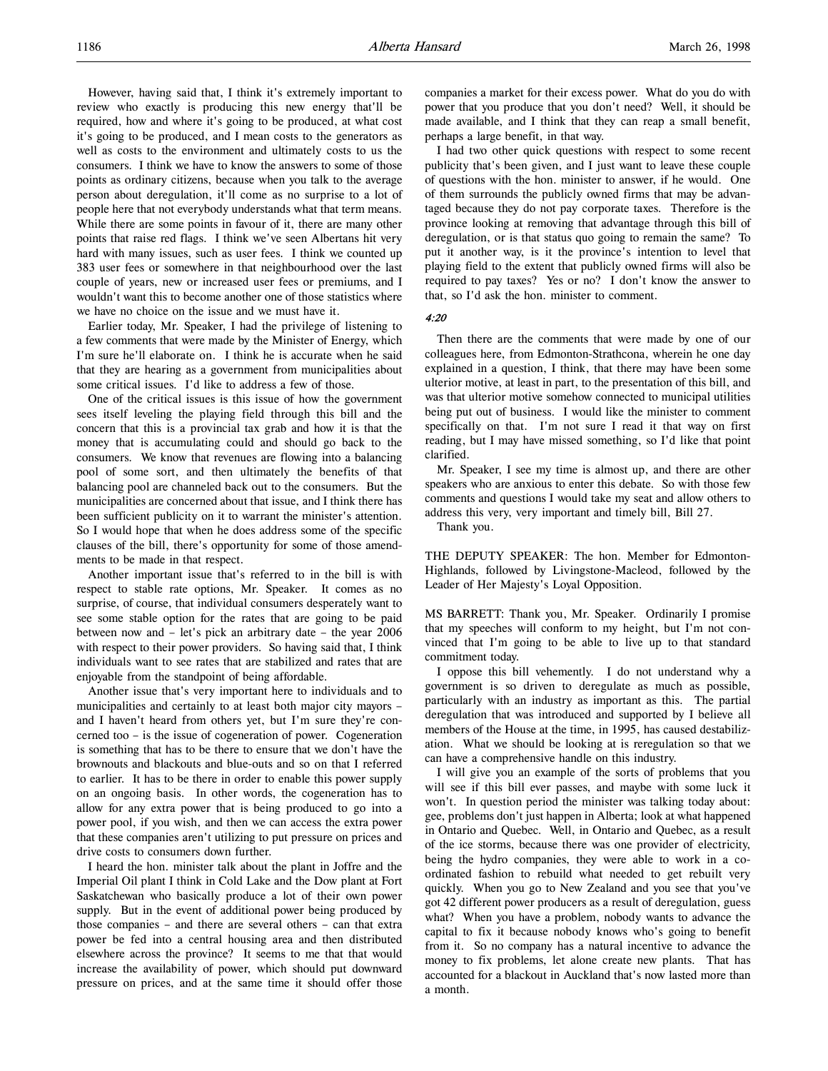However, having said that, I think it's extremely important to review who exactly is producing this new energy that'll be required, how and where it's going to be produced, at what cost it's going to be produced, and I mean costs to the generators as well as costs to the environment and ultimately costs to us the consumers. I think we have to know the answers to some of those points as ordinary citizens, because when you talk to the average person about deregulation, it'll come as no surprise to a lot of people here that not everybody understands what that term means. While there are some points in favour of it, there are many other points that raise red flags. I think we've seen Albertans hit very hard with many issues, such as user fees. I think we counted up 383 user fees or somewhere in that neighbourhood over the last couple of years, new or increased user fees or premiums, and I wouldn't want this to become another one of those statistics where we have no choice on the issue and we must have it.

Earlier today, Mr. Speaker, I had the privilege of listening to a few comments that were made by the Minister of Energy, which I'm sure he'll elaborate on. I think he is accurate when he said that they are hearing as a government from municipalities about some critical issues. I'd like to address a few of those.

One of the critical issues is this issue of how the government sees itself leveling the playing field through this bill and the concern that this is a provincial tax grab and how it is that the money that is accumulating could and should go back to the consumers. We know that revenues are flowing into a balancing pool of some sort, and then ultimately the benefits of that balancing pool are channeled back out to the consumers. But the municipalities are concerned about that issue, and I think there has been sufficient publicity on it to warrant the minister's attention. So I would hope that when he does address some of the specific clauses of the bill, there's opportunity for some of those amendments to be made in that respect.

Another important issue that's referred to in the bill is with respect to stable rate options, Mr. Speaker. It comes as no surprise, of course, that individual consumers desperately want to see some stable option for the rates that are going to be paid between now and – let's pick an arbitrary date – the year 2006 with respect to their power providers. So having said that, I think individuals want to see rates that are stabilized and rates that are enjoyable from the standpoint of being affordable.

Another issue that's very important here to individuals and to municipalities and certainly to at least both major city mayors – and I haven't heard from others yet, but I'm sure they're concerned too – is the issue of cogeneration of power. Cogeneration is something that has to be there to ensure that we don't have the brownouts and blackouts and blue-outs and so on that I referred to earlier. It has to be there in order to enable this power supply on an ongoing basis. In other words, the cogeneration has to allow for any extra power that is being produced to go into a power pool, if you wish, and then we can access the extra power that these companies aren't utilizing to put pressure on prices and drive costs to consumers down further.

I heard the hon. minister talk about the plant in Joffre and the Imperial Oil plant I think in Cold Lake and the Dow plant at Fort Saskatchewan who basically produce a lot of their own power supply. But in the event of additional power being produced by those companies – and there are several others – can that extra power be fed into a central housing area and then distributed elsewhere across the province? It seems to me that that would increase the availability of power, which should put downward pressure on prices, and at the same time it should offer those companies a market for their excess power. What do you do with power that you produce that you don't need? Well, it should be made available, and I think that they can reap a small benefit, perhaps a large benefit, in that way.

I had two other quick questions with respect to some recent publicity that's been given, and I just want to leave these couple of questions with the hon. minister to answer, if he would. One of them surrounds the publicly owned firms that may be advantaged because they do not pay corporate taxes. Therefore is the province looking at removing that advantage through this bill of deregulation, or is that status quo going to remain the same? To put it another way, is it the province's intention to level that playing field to the extent that publicly owned firms will also be required to pay taxes? Yes or no? I don't know the answer to that, so I'd ask the hon. minister to comment.

*4:20*

Then there are the comments that were made by one of our colleagues here, from Edmonton-Strathcona, wherein he one day explained in a question, I think, that there may have been some ulterior motive, at least in part, to the presentation of this bill, and was that ulterior motive somehow connected to municipal utilities being put out of business. I would like the minister to comment specifically on that. I'm not sure I read it that way on first reading, but I may have missed something, so I'd like that point clarified.

Mr. Speaker, I see my time is almost up, and there are other speakers who are anxious to enter this debate. So with those few comments and questions I would take my seat and allow others to address this very, very important and timely bill, Bill 27.

Thank you.

THE DEPUTY SPEAKER: The hon. Member for Edmonton-Highlands, followed by Livingstone-Macleod, followed by the Leader of Her Majesty's Loyal Opposition.

MS BARRETT: Thank you, Mr. Speaker. Ordinarily I promise that my speeches will conform to my height, but I'm not convinced that I'm going to be able to live up to that standard commitment today.

I oppose this bill vehemently. I do not understand why a government is so driven to deregulate as much as possible, particularly with an industry as important as this. The partial deregulation that was introduced and supported by I believe all members of the House at the time, in 1995, has caused destabilization. What we should be looking at is reregulation so that we can have a comprehensive handle on this industry.

I will give you an example of the sorts of problems that you will see if this bill ever passes, and maybe with some luck it won't. In question period the minister was talking today about: gee, problems don't just happen in Alberta; look at what happened in Ontario and Quebec. Well, in Ontario and Quebec, as a result of the ice storms, because there was one provider of electricity, being the hydro companies, they were able to work in a coordinated fashion to rebuild what needed to get rebuilt very quickly. When you go to New Zealand and you see that you've got 42 different power producers as a result of deregulation, guess what? When you have a problem, nobody wants to advance the capital to fix it because nobody knows who's going to benefit from it. So no company has a natural incentive to advance the money to fix problems, let alone create new plants. That has accounted for a blackout in Auckland that's now lasted more than a month.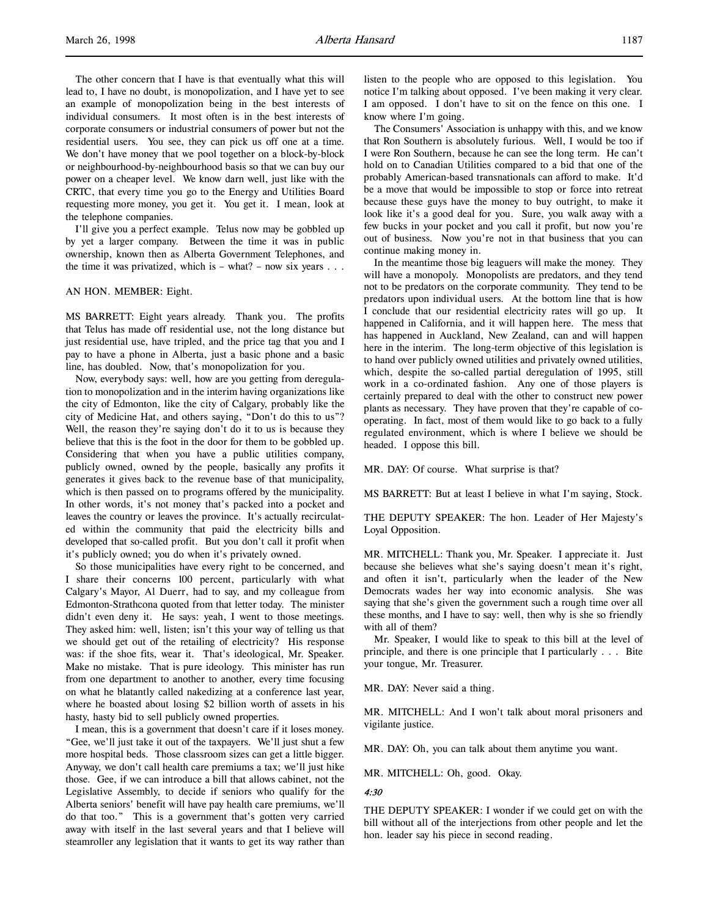The other concern that I have is that eventually what this will lead to, I have no doubt, is monopolization, and I have yet to see an example of monopolization being in the best interests of individual consumers. It most often is in the best interests of corporate consumers or industrial consumers of power but not the residential users. You see, they can pick us off one at a time. We don't have money that we pool together on a block-by-block or neighbourhood-by-neighbourhood basis so that we can buy our power on a cheaper level. We know darn well, just like with the CRTC, that every time you go to the Energy and Utilities Board requesting more money, you get it. You get it. I mean, look at the telephone companies.

I'll give you a perfect example. Telus now may be gobbled up by yet a larger company. Between the time it was in public ownership, known then as Alberta Government Telephones, and the time it was privatized, which is – what? – now six years . . .

AN HON. MEMBER: Eight.

MS BARRETT: Eight years already. Thank you. The profits that Telus has made off residential use, not the long distance but just residential use, have tripled, and the price tag that you and I pay to have a phone in Alberta, just a basic phone and a basic line, has doubled. Now, that's monopolization for you.

Now, everybody says: well, how are you getting from deregulation to monopolization and in the interim having organizations like the city of Edmonton, like the city of Calgary, probably like the city of Medicine Hat, and others saying, "Don't do this to us"? Well, the reason they're saying don't do it to us is because they believe that this is the foot in the door for them to be gobbled up. Considering that when you have a public utilities company, publicly owned, owned by the people, basically any profits it generates it gives back to the revenue base of that municipality, which is then passed on to programs offered by the municipality. In other words, it's not money that's packed into a pocket and leaves the country or leaves the province. It's actually recirculated within the community that paid the electricity bills and developed that so-called profit. But you don't call it profit when it's publicly owned; you do when it's privately owned.

So those municipalities have every right to be concerned, and I share their concerns 100 percent, particularly with what Calgary's Mayor, Al Duerr, had to say, and my colleague from Edmonton-Strathcona quoted from that letter today. The minister didn't even deny it. He says: yeah, I went to those meetings. They asked him: well, listen; isn't this your way of telling us that we should get out of the retailing of electricity? His response was: if the shoe fits, wear it. That's ideological, Mr. Speaker. Make no mistake. That is pure ideology. This minister has run from one department to another to another, every time focusing on what he blatantly called nakedizing at a conference last year, where he boasted about losing $2 billion worth of assets in his hasty, hasty bid to sell publicly owned properties.

I mean, this is a government that doesn't care if it loses money. "Gee, we'll just take it out of the taxpayers. We'll just shut a few more hospital beds. Those classroom sizes can get a little bigger. Anyway, we don't call health care premiums a tax; we'll just hike those. Gee, if we can introduce a bill that allows cabinet, not the Legislative Assembly, to decide if seniors who qualify for the Alberta seniors' benefit will have pay health care premiums, we'll do that too." This is a government that's gotten very carried away with itself in the last several years and that I believe will steamroller any legislation that it wants to get its way rather than listen to the people who are opposed to this legislation. You notice I'm talking about opposed. I've been making it very clear. I am opposed. I don't have to sit on the fence on this one. I know where I'm going.

The Consumers' Association is unhappy with this, and we know that Ron Southern is absolutely furious. Well, I would be too if I were Ron Southern, because he can see the long term. He can't hold on to Canadian Utilities compared to a bid that one of the probably American-based transnationals can afford to make. It'd be a move that would be impossible to stop or force into retreat because these guys have the money to buy outright, to make it look like it's a good deal for you. Sure, you walk away with a few bucks in your pocket and you call it profit, but now you're out of business. Now you're not in that business that you can continue making money in.

In the meantime those big leaguers will make the money. They will have a monopoly. Monopolists are predators, and they tend not to be predators on the corporate community. They tend to be predators upon individual users. At the bottom line that is how I conclude that our residential electricity rates will go up. It happened in California, and it will happen here. The mess that has happened in Auckland, New Zealand, can and will happen here in the interim. The long-term objective of this legislation is to hand over publicly owned utilities and privately owned utilities, which, despite the so-called partial deregulation of 1995, still work in a co-ordinated fashion. Any one of those players is certainly prepared to deal with the other to construct new power plants as necessary. They have proven that they're capable of co-operating. In fact, most of them would like to go back to a fully regulated environment, which is where I believe we should be headed. I oppose this bill.

MR. DAY: Of course. What surprise is that?

MS BARRETT: But at least I believe in what I'm saying, Stock.

THE DEPUTY SPEAKER: The hon. Leader of Her Majesty's Loyal Opposition.

MR. MITCHELL: Thank you, Mr. Speaker. I appreciate it. Just because she believes what she's saying doesn't mean it's right, and often it isn't, particularly when the leader of the New Democrats wades her way into economic analysis. She was saying that she's given the government such a rough time over all these months, and I have to say: well, then why is she so friendly with all of them?

Mr. Speaker, I would like to speak to this bill at the level of principle, and there is one principle that I particularly . . . Bite your tongue, Mr. Treasurer.

MR. DAY: Never said a thing.

MR. MITCHELL: And I won't talk about moral prisoners and vigilante justice.

MR. DAY: Oh, you can talk about them anytime you want.

MR. MITCHELL: Oh, good. Okay.

*4:30*

THE DEPUTY SPEAKER: I wonder if we could get on with the bill without all of the interjections from other people and let the hon. leader say his piece in second reading.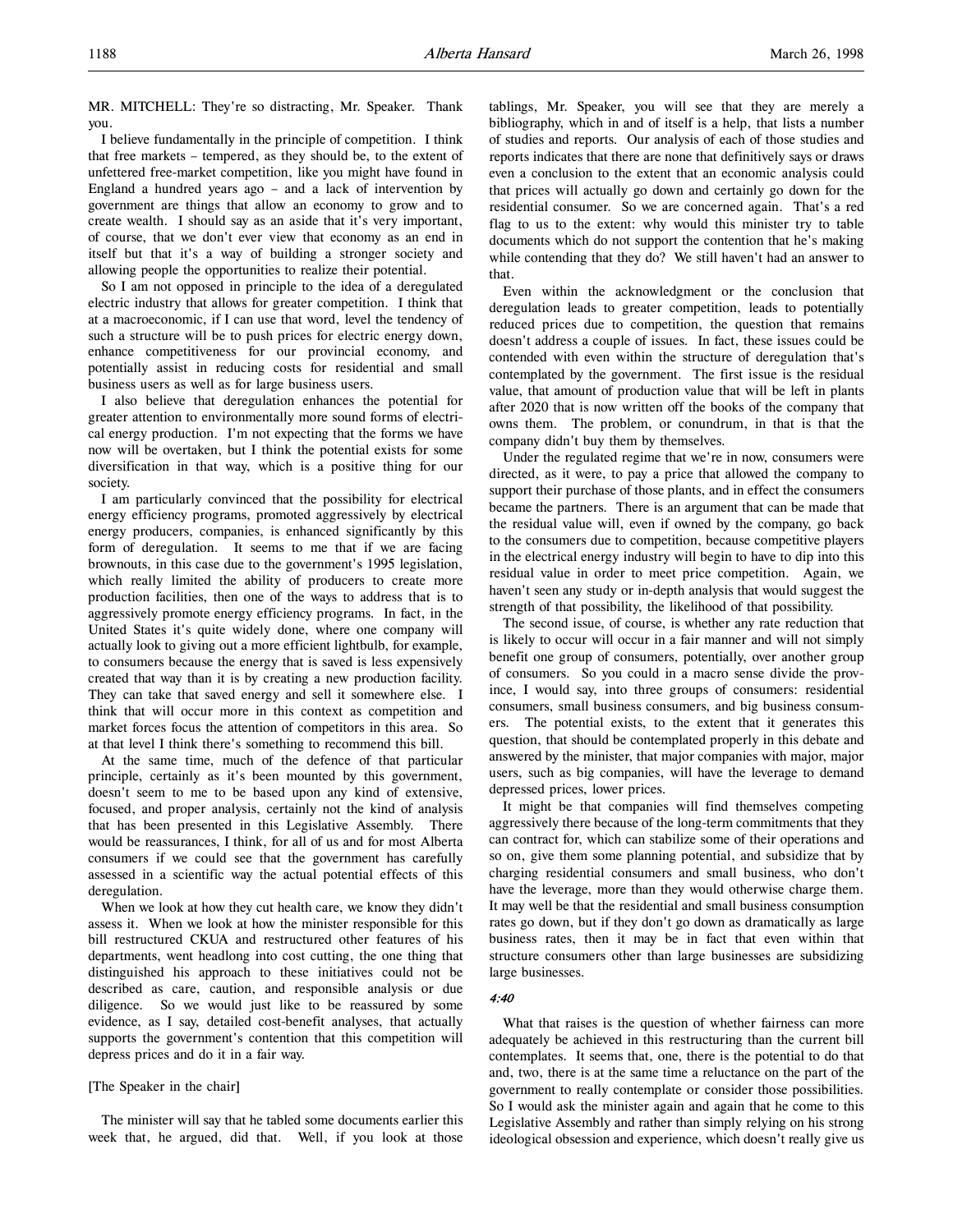MR. MITCHELL: They're so distracting, Mr. Speaker. Thank you.

I believe fundamentally in the principle of competition. I think that free markets – tempered, as they should be, to the extent of unfettered free-market competition, like you might have found in England a hundred years ago – and a lack of intervention by government are things that allow an economy to grow and to create wealth. I should say as an aside that it's very important, of course, that we don't ever view that economy as an end in itself but that it's a way of building a stronger society and allowing people the opportunities to realize their potential.

So I am not opposed in principle to the idea of a deregulated electric industry that allows for greater competition. I think that at a macroeconomic, if I can use that word, level the tendency of such a structure will be to push prices for electric energy down, enhance competitiveness for our provincial economy, and potentially assist in reducing costs for residential and small business users as well as for large business users.

I also believe that deregulation enhances the potential for greater attention to environmentally more sound forms of electrical energy production. I'm not expecting that the forms we have now will be overtaken, but I think the potential exists for some diversification in that way, which is a positive thing for our society.

I am particularly convinced that the possibility for electrical energy efficiency programs, promoted aggressively by electrical energy producers, companies, is enhanced significantly by this form of deregulation. It seems to me that if we are facing brownouts, in this case due to the government's 1995 legislation, which really limited the ability of producers to create more production facilities, then one of the ways to address that is to aggressively promote energy efficiency programs. In fact, in the United States it's quite widely done, where one company will actually look to giving out a more efficient lightbulb, for example, to consumers because the energy that is saved is less expensively created that way than it is by creating a new production facility. They can take that saved energy and sell it somewhere else. I think that will occur more in this context as competition and market forces focus the attention of competitors in this area. So at that level I think there's something to recommend this bill.

At the same time, much of the defence of that particular principle, certainly as it's been mounted by this government, doesn't seem to me to be based upon any kind of extensive, focused, and proper analysis, certainly not the kind of analysis that has been presented in this Legislative Assembly. There would be reassurances, I think, for all of us and for most Alberta consumers if we could see that the government has carefully assessed in a scientific way the actual potential effects of this deregulation.

When we look at how they cut health care, we know they didn't assess it. When we look at how the minister responsible for this bill restructured CKUA and restructured other features of his departments, went headlong into cost cutting, the one thing that distinguished his approach to these initiatives could not be described as care, caution, and responsible analysis or due diligence. So we would just like to be reassured by some evidence, as I say, detailed cost-benefit analyses, that actually supports the government's contention that this competition will depress prices and do it in a fair way.

[The Speaker in the chair]

The minister will say that he tabled some documents earlier this week that, he argued, did that. Well, if you look at those tablings, Mr. Speaker, you will see that they are merely a bibliography, which in and of itself is a help, that lists a number of studies and reports. Our analysis of each of those studies and reports indicates that there are none that definitively says or draws even a conclusion to the extent that an economic analysis could that prices will actually go down and certainly go down for the residential consumer. So we are concerned again. That's a red flag to us to the extent: why would this minister try to table documents which do not support the contention that he's making while contending that they do? We still haven't had an answer to that.

Even within the acknowledgment or the conclusion that deregulation leads to greater competition, leads to potentially reduced prices due to competition, the question that remains doesn't address a couple of issues. In fact, these issues could be contended with even within the structure of deregulation that's contemplated by the government. The first issue is the residual value, that amount of production value that will be left in plants after 2020 that is now written off the books of the company that owns them. The problem, or conundrum, in that is that the company didn't buy them by themselves.

Under the regulated regime that we're in now, consumers were directed, as it were, to pay a price that allowed the company to support their purchase of those plants, and in effect the consumers became the partners. There is an argument that can be made that the residual value will, even if owned by the company, go back to the consumers due to competition, because competitive players in the electrical energy industry will begin to have to dip into this residual value in order to meet price competition. Again, we haven't seen any study or in-depth analysis that would suggest the strength of that possibility, the likelihood of that possibility.

The second issue, of course, is whether any rate reduction that is likely to occur will occur in a fair manner and will not simply benefit one group of consumers, potentially, over another group of consumers. So you could in a macro sense divide the province, I would say, into three groups of consumers: residential consumers, small business consumers, and big business consumers. The potential exists, to the extent that it generates this question, that should be contemplated properly in this debate and answered by the minister, that major companies with major, major users, such as big companies, will have the leverage to demand depressed prices, lower prices.

It might be that companies will find themselves competing aggressively there because of the long-term commitments that they can contract for, which can stabilize some of their operations and so on, give them some planning potential, and subsidize that by charging residential consumers and small business, who don't have the leverage, more than they would otherwise charge them. It may well be that the residential and small business consumption rates go down, but if they don't go down as dramatically as large business rates, then it may be in fact that even within that structure consumers other than large businesses are subsidizing large businesses.

*4:40*

What that raises is the question of whether fairness can more adequately be achieved in this restructuring than the current bill contemplates. It seems that, one, there is the potential to do that and, two, there is at the same time a reluctance on the part of the government to really contemplate or consider those possibilities. So I would ask the minister again and again that he come to this Legislative Assembly and rather than simply relying on his strong ideological obsession and experience, which doesn't really give us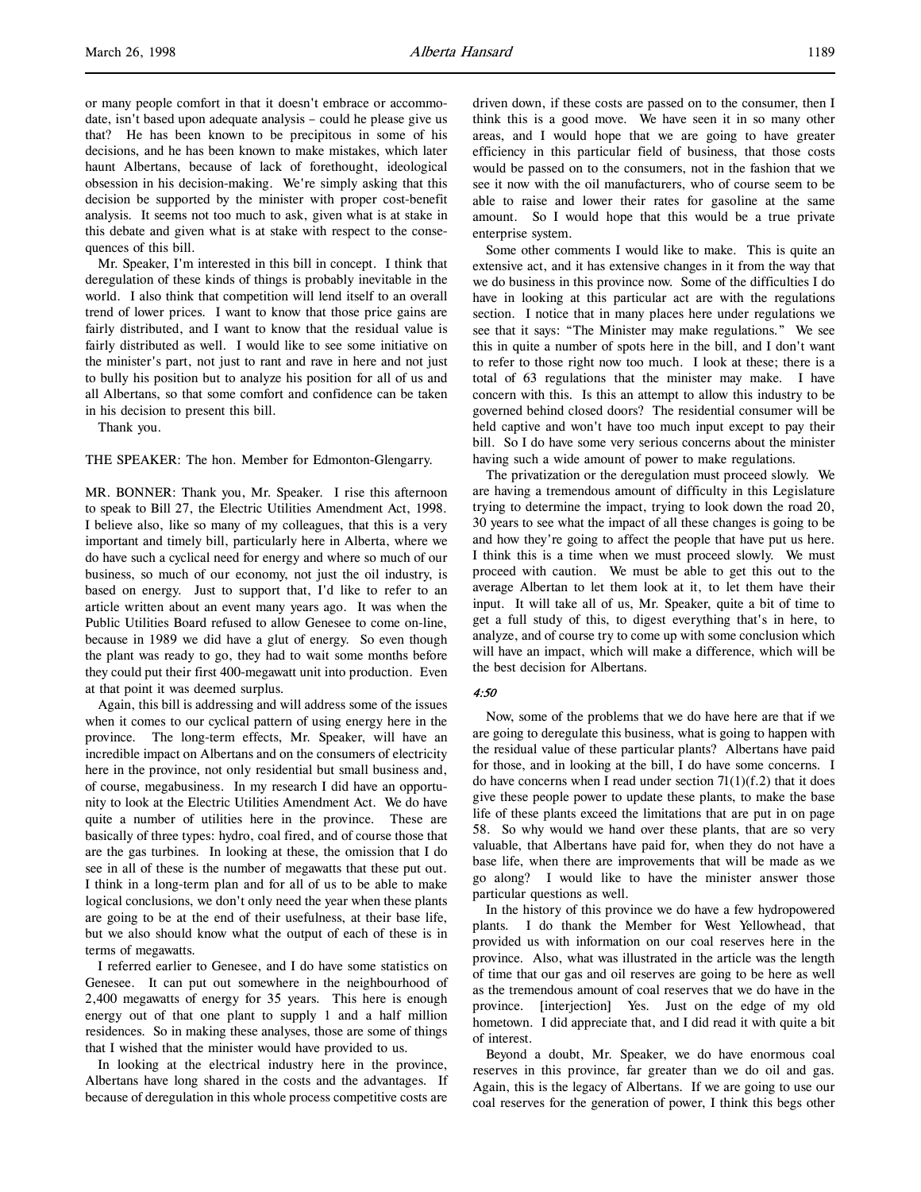or many people comfort in that it doesn't embrace or accommodate, isn't based upon adequate analysis – could he please give us that? He has been known to be precipitous in some of his decisions, and he has been known to make mistakes, which later haunt Albertans, because of lack of forethought, ideological obsession in his decision-making. We're simply asking that this decision be supported by the minister with proper cost-benefit analysis. It seems not too much to ask, given what is at stake in this debate and given what is at stake with respect to the consequences of this bill.

Mr. Speaker, I'm interested in this bill in concept. I think that deregulation of these kinds of things is probably inevitable in the world. I also think that competition will lend itself to an overall trend of lower prices. I want to know that those price gains are fairly distributed, and I want to know that the residual value is fairly distributed as well. I would like to see some initiative on the minister's part, not just to rant and rave in here and not just to bully his position but to analyze his position for all of us and all Albertans, so that some comfort and confidence can be taken in his decision to present this bill.

Thank you.

THE SPEAKER: The hon. Member for Edmonton-Glengarry.

MR. BONNER: Thank you, Mr. Speaker. I rise this afternoon to speak to Bill 27, the Electric Utilities Amendment Act, 1998. I believe also, like so many of my colleagues, that this is a very important and timely bill, particularly here in Alberta, where we do have such a cyclical need for energy and where so much of our business, so much of our economy, not just the oil industry, is based on energy. Just to support that, I'd like to refer to an article written about an event many years ago. It was when the Public Utilities Board refused to allow Genesee to come on-line, because in 1989 we did have a glut of energy. So even though the plant was ready to go, they had to wait some months before they could put their first 400-megawatt unit into production. Even at that point it was deemed surplus.

Again, this bill is addressing and will address some of the issues when it comes to our cyclical pattern of using energy here in the province. The long-term effects, Mr. Speaker, will have an incredible impact on Albertans and on the consumers of electricity here in the province, not only residential but small business and, of course, megabusiness. In my research I did have an opportunity to look at the Electric Utilities Amendment Act. We do have quite a number of utilities here in the province. These are basically of three types: hydro, coal fired, and of course those that are the gas turbines. In looking at these, the omission that I do see in all of these is the number of megawatts that these put out. I think in a long-term plan and for all of us to be able to make logical conclusions, we don't only need the year when these plants are going to be at the end of their usefulness, at their base life, but we also should know what the output of each of these is in terms of megawatts.

I referred earlier to Genesee, and I do have some statistics on Genesee. It can put out somewhere in the neighbourhood of 2,400 megawatts of energy for 35 years. This here is enough energy out of that one plant to supply 1 and a half million residences. So in making these analyses, those are some of things that I wished that the minister would have provided to us.

In looking at the electrical industry here in the province, Albertans have long shared in the costs and the advantages. If because of deregulation in this whole process competitive costs are driven down, if these costs are passed on to the consumer, then I think this is a good move. We have seen it in so many other areas, and I would hope that we are going to have greater efficiency in this particular field of business, that those costs would be passed on to the consumers, not in the fashion that we see it now with the oil manufacturers, who of course seem to be able to raise and lower their rates for gasoline at the same amount. So I would hope that this would be a true private enterprise system.

Some other comments I would like to make. This is quite an extensive act, and it has extensive changes in it from the way that we do business in this province now. Some of the difficulties I do have in looking at this particular act are with the regulations section. I notice that in many places here under regulations we see that it says: "The Minister may make regulations." We see this in quite a number of spots here in the bill, and I don't want to refer to those right now too much. I look at these; there is a total of 63 regulations that the minister may make. I have concern with this. Is this an attempt to allow this industry to be governed behind closed doors? The residential consumer will be held captive and won't have too much input except to pay their bill. So I do have some very serious concerns about the minister having such a wide amount of power to make regulations.

The privatization or the deregulation must proceed slowly. We are having a tremendous amount of difficulty in this Legislature trying to determine the impact, trying to look down the road 20, 30 years to see what the impact of all these changes is going to be and how they're going to affect the people that have put us here. I think this is a time when we must proceed slowly. We must proceed with caution. We must be able to get this out to the average Albertan to let them look at it, to let them have their input. It will take all of us, Mr. Speaker, quite a bit of time to get a full study of this, to digest everything that's in here, to analyze, and of course try to come up with some conclusion which will have an impact, which will make a difference, which will be the best decision for Albertans.

*4:50*

Now, some of the problems that we do have here are that if we are going to deregulate this business, what is going to happen with the residual value of these particular plants? Albertans have paid for those, and in looking at the bill, I do have some concerns. I do have concerns when I read under section 71(1)(f.2) that it does give these people power to update these plants, to make the base life of these plants exceed the limitations that are put in on page 58. So why would we hand over these plants, that are so very valuable, that Albertans have paid for, when they do not have a base life, when there are improvements that will be made as we go along? I would like to have the minister answer those particular questions as well.

In the history of this province we do have a few hydropowered plants. I do thank the Member for West Yellowhead, that provided us with information on our coal reserves here in the province. Also, what was illustrated in the article was the length of time that our gas and oil reserves are going to be here as well as the tremendous amount of coal reserves that we do have in the province. [interjection] Yes. Just on the edge of my old hometown. I did appreciate that, and I did read it with quite a bit of interest.

Beyond a doubt, Mr. Speaker, we do have enormous coal reserves in this province, far greater than we do oil and gas. Again, this is the legacy of Albertans. If we are going to use our coal reserves for the generation of power, I think this begs other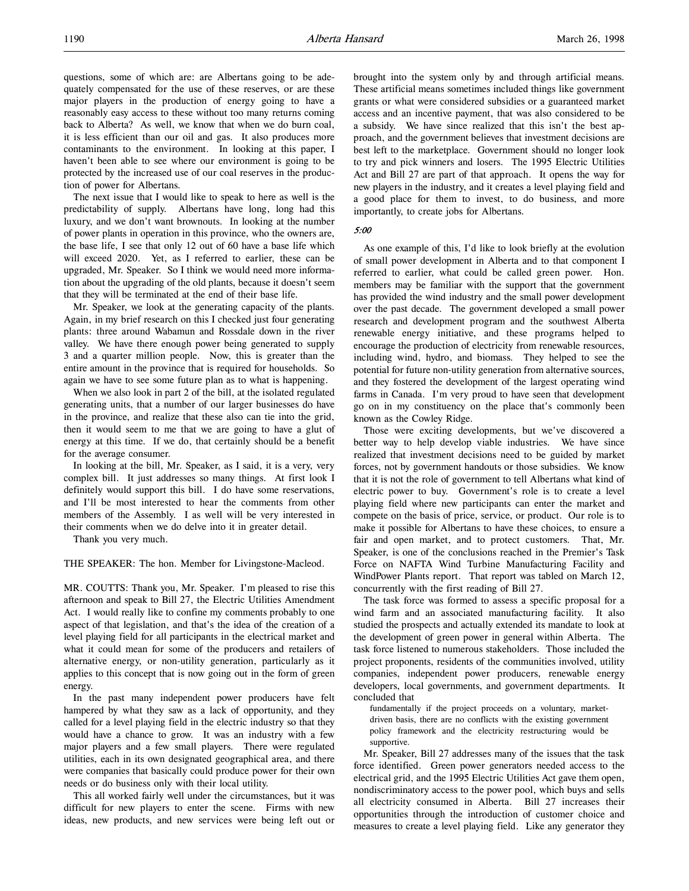questions, some of which are: are Albertans going to be adequately compensated for the use of these reserves, or are these major players in the production of energy going to have a reasonably easy access to these without too many returns coming back to Alberta? As well, we know that when we do burn coal, it is less efficient than our oil and gas. It also produces more contaminants to the environment. In looking at this paper, I haven't been able to see where our environment is going to be protected by the increased use of our coal reserves in the production of power for Albertans.

The next issue that I would like to speak to here as well is the predictability of supply. Albertans have long, long had this luxury, and we don't want brownouts. In looking at the number of power plants in operation in this province, who the owners are, the base life, I see that only 12 out of 60 have a base life which will exceed 2020. Yet, as I referred to earlier, these can be upgraded, Mr. Speaker. So I think we would need more information about the upgrading of the old plants, because it doesn't seem that they will be terminated at the end of their base life.

Mr. Speaker, we look at the generating capacity of the plants. Again, in my brief research on this I checked just four generating plants: three around Wabamun and Rossdale down in the river valley. We have there enough power being generated to supply 3 and a quarter million people. Now, this is greater than the entire amount in the province that is required for households. So again we have to see some future plan as to what is happening.

When we also look in part 2 of the bill, at the isolated regulated generating units, that a number of our larger businesses do have in the province, and realize that these also can tie into the grid, then it would seem to me that we are going to have a glut of energy at this time. If we do, that certainly should be a benefit for the average consumer.

In looking at the bill, Mr. Speaker, as I said, it is a very, very complex bill. It just addresses so many things. At first look I definitely would support this bill. I do have some reservations, and I'll be most interested to hear the comments from other members of the Assembly. I as well will be very interested in their comments when we do delve into it in greater detail.

Thank you very much.

THE SPEAKER: The hon. Member for Livingstone-Macleod.

MR. COUTTS: Thank you, Mr. Speaker. I'm pleased to rise this afternoon and speak to Bill 27, the Electric Utilities Amendment Act. I would really like to confine my comments probably to one aspect of that legislation, and that's the idea of the creation of a level playing field for all participants in the electrical market and what it could mean for some of the producers and retailers of alternative energy, or non-utility generation, particularly as it applies to this concept that is now going out in the form of green energy.

In the past many independent power producers have felt hampered by what they saw as a lack of opportunity, and they called for a level playing field in the electric industry so that they would have a chance to grow. It was an industry with a few major players and a few small players. There were regulated utilities, each in its own designated geographical area, and there were companies that basically could produce power for their own needs or do business only with their local utility.

This all worked fairly well under the circumstances, but it was difficult for new players to enter the scene. Firms with new ideas, new products, and new services were being left out or brought into the system only by and through artificial means. These artificial means sometimes included things like government grants or what were considered subsidies or a guaranteed market access and an incentive payment, that was also considered to be a subsidy. We have since realized that this isn't the best approach, and the government believes that investment decisions are best left to the marketplace. Government should no longer look to try and pick winners and losers. The 1995 Electric Utilities Act and Bill 27 are part of that approach. It opens the way for new players in the industry, and it creates a level playing field and a good place for them to invest, to do business, and more importantly, to create jobs for Albertans.

*5:00*

As one example of this, I'd like to look briefly at the evolution of small power development in Alberta and to that component I referred to earlier, what could be called green power. Hon. members may be familiar with the support that the government has provided the wind industry and the small power development over the past decade. The government developed a small power research and development program and the southwest Alberta renewable energy initiative, and these programs helped to encourage the production of electricity from renewable resources, including wind, hydro, and biomass. They helped to see the potential for future non-utility generation from alternative sources, and they fostered the development of the largest operating wind farms in Canada. I'm very proud to have seen that development go on in my constituency on the place that's commonly been known as the Cowley Ridge.

Those were exciting developments, but we've discovered a better way to help develop viable industries. We have since realized that investment decisions need to be guided by market forces, not by government handouts or those subsidies. We know that it is not the role of government to tell Albertans what kind of electric power to buy. Government's role is to create a level playing field where new participants can enter the market and compete on the basis of price, service, or product. Our role is to make it possible for Albertans to have these choices, to ensure a fair and open market, and to protect customers. That, Mr. Speaker, is one of the conclusions reached in the Premier's Task Force on NAFTA Wind Turbine Manufacturing Facility and WindPower Plants report. That report was tabled on March 12, concurrently with the first reading of Bill 27.

The task force was formed to assess a specific proposal for a wind farm and an associated manufacturing facility. It also studied the prospects and actually extended its mandate to look at the development of green power in general within Alberta. The task force listened to numerous stakeholders. Those included the project proponents, residents of the communities involved, utility companies, independent power producers, renewable energy developers, local governments, and government departments. It concluded that

> fundamentally if the project proceeds on a voluntary, market-driven basis, there are no conflicts with the existing government policy framework and the electricity restructuring would be supportive.

Mr. Speaker, Bill 27 addresses many of the issues that the task force identified. Green power generators needed access to the electrical grid, and the 1995 Electric Utilities Act gave them open, nondiscriminatory access to the power pool, which buys and sells all electricity consumed in Alberta. Bill 27 increases their opportunities through the introduction of customer choice and measures to create a level playing field. Like any generator they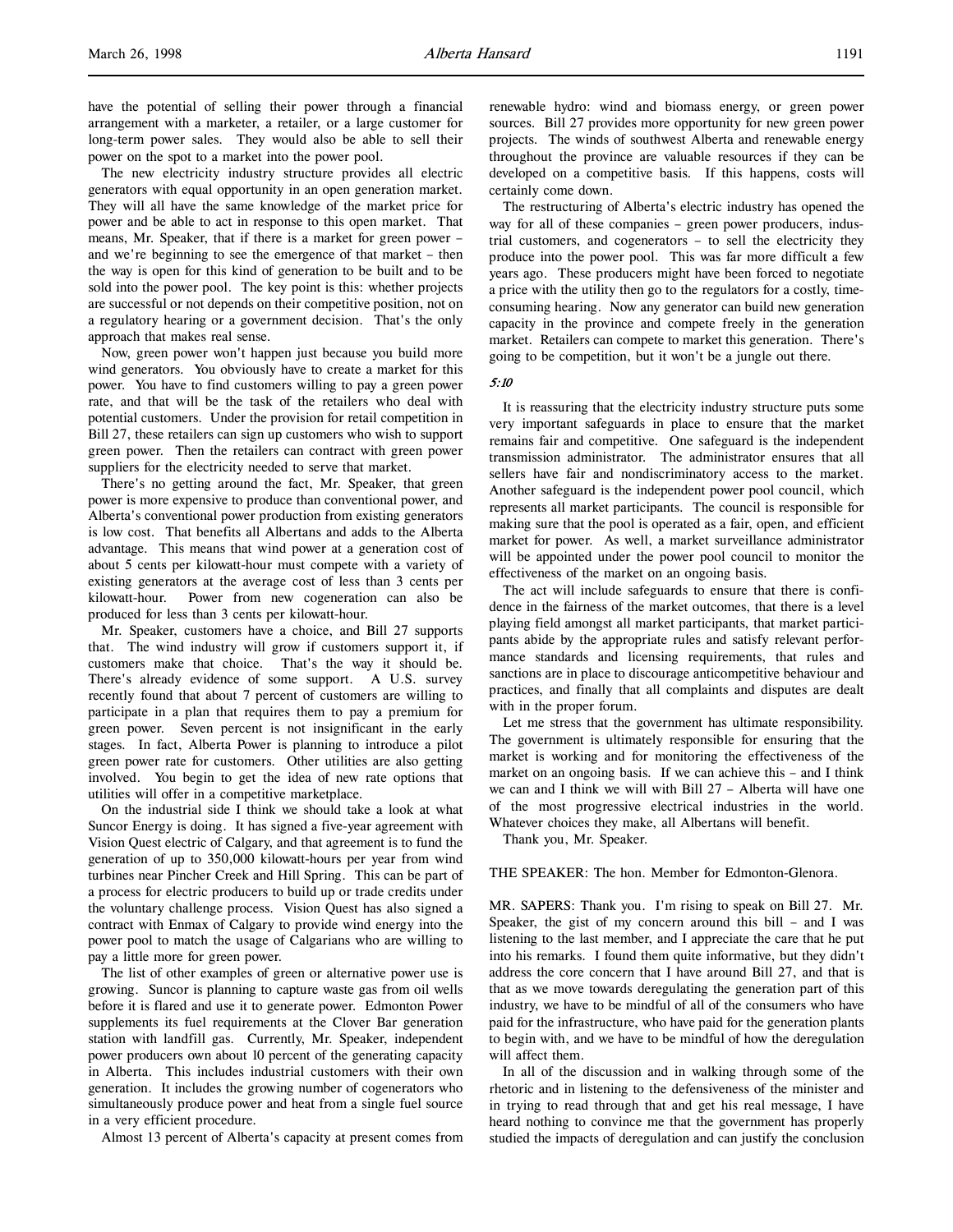have the potential of selling their power through a financial arrangement with a marketer, a retailer, or a large customer for long-term power sales. They would also be able to sell their power on the spot to a market into the power pool.

The new electricity industry structure provides all electric generators with equal opportunity in an open generation market. They will all have the same knowledge of the market price for power and be able to act in response to this open market. That means, Mr. Speaker, that if there is a market for green power – and we're beginning to see the emergence of that market – then the way is open for this kind of generation to be built and to be sold into the power pool. The key point is this: whether projects are successful or not depends on their competitive position, not on a regulatory hearing or a government decision. That's the only approach that makes real sense.

Now, green power won't happen just because you build more wind generators. You obviously have to create a market for this power. You have to find customers willing to pay a green power rate, and that will be the task of the retailers who deal with potential customers. Under the provision for retail competition in Bill 27, these retailers can sign up customers who wish to support green power. Then the retailers can contract with green power suppliers for the electricity needed to serve that market.

There's no getting around the fact, Mr. Speaker, that green power is more expensive to produce than conventional power, and Alberta's conventional power production from existing generators is low cost. That benefits all Albertans and adds to the Alberta advantage. This means that wind power at a generation cost of about 5 cents per kilowatt-hour must compete with a variety of existing generators at the average cost of less than 3 cents per kilowatt-hour. Power from new cogeneration can also be produced for less than 3 cents per kilowatt-hour.

Mr. Speaker, customers have a choice, and Bill 27 supports that. The wind industry will grow if customers support it, if customers make that choice. That's the way it should be. There's already evidence of some support. A U.S. survey recently found that about 7 percent of customers are willing to participate in a plan that requires them to pay a premium for green power. Seven percent is not insignificant in the early stages. In fact, Alberta Power is planning to introduce a pilot green power rate for customers. Other utilities are also getting involved. You begin to get the idea of new rate options that utilities will offer in a competitive marketplace.

On the industrial side I think we should take a look at what Suncor Energy is doing. It has signed a five-year agreement with Vision Quest electric of Calgary, and that agreement is to fund the generation of up to 350,000 kilowatt-hours per year from wind turbines near Pincher Creek and Hill Spring. This can be part of a process for electric producers to build up or trade credits under the voluntary challenge process. Vision Quest has also signed a contract with Enmax of Calgary to provide wind energy into the power pool to match the usage of Calgarians who are willing to pay a little more for green power.

The list of other examples of green or alternative power use is growing. Suncor is planning to capture waste gas from oil wells before it is flared and use it to generate power. Edmonton Power supplements its fuel requirements at the Clover Bar generation station with landfill gas. Currently, Mr. Speaker, independent power producers own about 10 percent of the generating capacity in Alberta. This includes industrial customers with their own generation. It includes the growing number of cogenerators who simultaneously produce power and heat from a single fuel source in a very efficient procedure.

Almost 13 percent of Alberta's capacity at present comes from renewable hydro: wind and biomass energy, or green power sources. Bill 27 provides more opportunity for new green power projects. The winds of southwest Alberta and renewable energy throughout the province are valuable resources if they can be developed on a competitive basis. If this happens, costs will certainly come down.

The restructuring of Alberta's electric industry has opened the way for all of these companies – green power producers, industrial customers, and cogenerators – to sell the electricity they produce into the power pool. This was far more difficult a few years ago. These producers might have been forced to negotiate a price with the utility then go to the regulators for a costly, time-consuming hearing. Now any generator can build new generation capacity in the province and compete freely in the generation market. Retailers can compete to market this generation. There's going to be competition, but it won't be a jungle out there.

*5:10*

It is reassuring that the electricity industry structure puts some very important safeguards in place to ensure that the market remains fair and competitive. One safeguard is the independent transmission administrator. The administrator ensures that all sellers have fair and nondiscriminatory access to the market. Another safeguard is the independent power pool council, which represents all market participants. The council is responsible for making sure that the pool is operated as a fair, open, and efficient market for power. As well, a market surveillance administrator will be appointed under the power pool council to monitor the effectiveness of the market on an ongoing basis.

The act will include safeguards to ensure that there is confidence in the fairness of the market outcomes, that there is a level playing field amongst all market participants, that market participants abide by the appropriate rules and satisfy relevant performance standards and licensing requirements, that rules and sanctions are in place to discourage anticompetitive behaviour and practices, and finally that all complaints and disputes are dealt with in the proper forum.

Let me stress that the government has ultimate responsibility. The government is ultimately responsible for ensuring that the market is working and for monitoring the effectiveness of the market on an ongoing basis. If we can achieve this – and I think we can and I think we will with Bill 27 – Alberta will have one of the most progressive electrical industries in the world. Whatever choices they make, all Albertans will benefit.

Thank you, Mr. Speaker.

THE SPEAKER: The hon. Member for Edmonton-Glenora.

MR. SAPERS: Thank you. I'm rising to speak on Bill 27. Mr. Speaker, the gist of my concern around this bill – and I was listening to the last member, and I appreciate the care that he put into his remarks. I found them quite informative, but they didn't address the core concern that I have around Bill 27, and that is that as we move towards deregulating the generation part of this industry, we have to be mindful of all of the consumers who have paid for the infrastructure, who have paid for the generation plants to begin with, and we have to be mindful of how the deregulation will affect them.

In all of the discussion and in walking through some of the rhetoric and in listening to the defensiveness of the minister and in trying to read through that and get his real message, I have heard nothing to convince me that the government has properly studied the impacts of deregulation and can justify the conclusion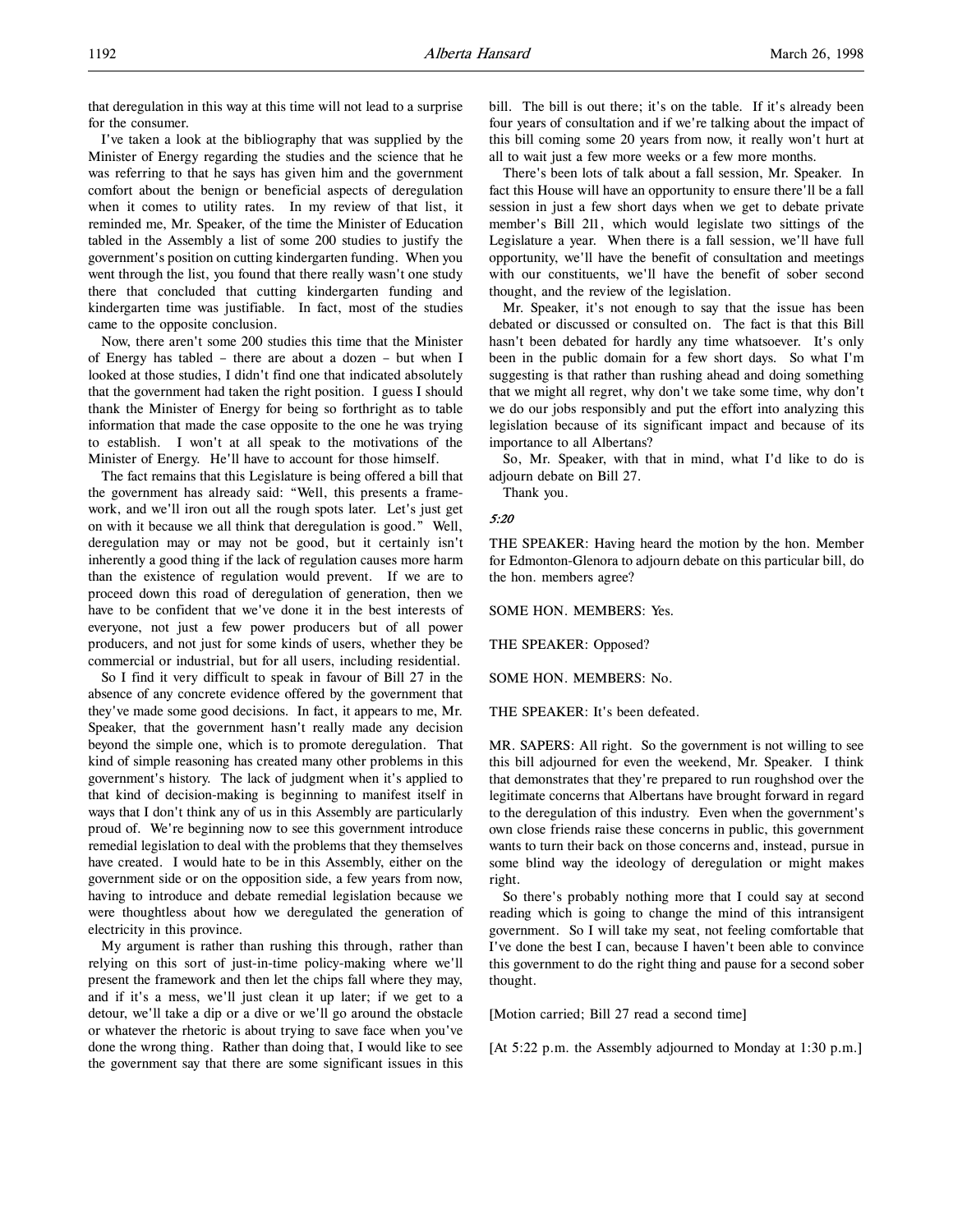that deregulation in this way at this time will not lead to a surprise for the consumer.

I've taken a look at the bibliography that was supplied by the Minister of Energy regarding the studies and the science that he was referring to that he says has given him and the government comfort about the benign or beneficial aspects of deregulation when it comes to utility rates. In my review of that list, it reminded me, Mr. Speaker, of the time the Minister of Education tabled in the Assembly a list of some 200 studies to justify the government's position on cutting kindergarten funding. When you went through the list, you found that there really wasn't one study there that concluded that cutting kindergarten funding and kindergarten time was justifiable. In fact, most of the studies came to the opposite conclusion.

Now, there aren't some 200 studies this time that the Minister of Energy has tabled – there are about a dozen – but when I looked at those studies, I didn't find one that indicated absolutely that the government had taken the right position. I guess I should thank the Minister of Energy for being so forthright as to table information that made the case opposite to the one he was trying to establish. I won't at all speak to the motivations of the Minister of Energy. He'll have to account for those himself.

The fact remains that this Legislature is being offered a bill that the government has already said: "Well, this presents a framework, and we'll iron out all the rough spots later. Let's just get on with it because we all think that deregulation is good." Well, deregulation may or may not be good, but it certainly isn't inherently a good thing if the lack of regulation causes more harm than the existence of regulation would prevent. If we are to proceed down this road of deregulation of generation, then we have to be confident that we've done it in the best interests of everyone, not just a few power producers but of all power producers, and not just for some kinds of users, whether they be commercial or industrial, but for all users, including residential.

So I find it very difficult to speak in favour of Bill 27 in the absence of any concrete evidence offered by the government that they've made some good decisions. In fact, it appears to me, Mr. Speaker, that the government hasn't really made any decision beyond the simple one, which is to promote deregulation. That kind of simple reasoning has created many other problems in this government's history. The lack of judgment when it's applied to that kind of decision-making is beginning to manifest itself in ways that I don't think any of us in this Assembly are particularly proud of. We're beginning now to see this government introduce remedial legislation to deal with the problems that they themselves have created. I would hate to be in this Assembly, either on the government side or on the opposition side, a few years from now, having to introduce and debate remedial legislation because we were thoughtless about how we deregulated the generation of electricity in this province.

My argument is rather than rushing this through, rather than relying on this sort of just-in-time policy-making where we'll present the framework and then let the chips fall where they may, and if it's a mess, we'll just clean it up later; if we get to a detour, we'll take a dip or a dive or we'll go around the obstacle or whatever the rhetoric is about trying to save face when you've done the wrong thing. Rather than doing that, I would like to see the government say that there are some significant issues in this bill. The bill is out there; it's on the table. If it's already been four years of consultation and if we're talking about the impact of this bill coming some 20 years from now, it really won't hurt at all to wait just a few more weeks or a few more months.

There's been lots of talk about a fall session, Mr. Speaker. In fact this House will have an opportunity to ensure there'll be a fall session in just a few short days when we get to debate private member's Bill 211, which would legislate two sittings of the Legislature a year. When there is a fall session, we'll have full opportunity, we'll have the benefit of consultation and meetings with our constituents, we'll have the benefit of sober second thought, and the review of the legislation.

Mr. Speaker, it's not enough to say that the issue has been debated or discussed or consulted on. The fact is that this Bill hasn't been debated for hardly any time whatsoever. It's only been in the public domain for a few short days. So what I'm suggesting is that rather than rushing ahead and doing something that we might all regret, why don't we take some time, why don't we do our jobs responsibly and put the effort into analyzing this legislation because of its significant impact and because of its importance to all Albertans?

So, Mr. Speaker, with that in mind, what I'd like to do is adjourn debate on Bill 27.

Thank you.

*5:20*

THE SPEAKER: Having heard the motion by the hon. Member for Edmonton-Glenora to adjourn debate on this particular bill, do the hon. members agree?

SOME HON. MEMBERS: Yes.

THE SPEAKER: Opposed?

SOME HON. MEMBERS: No.

THE SPEAKER: It's been defeated.

MR. SAPERS: All right. So the government is not willing to see this bill adjourned for even the weekend, Mr. Speaker. I think that demonstrates that they're prepared to run roughshod over the legitimate concerns that Albertans have brought forward in regard to the deregulation of this industry. Even when the government's own close friends raise these concerns in public, this government wants to turn their back on those concerns and, instead, pursue in some blind way the ideology of deregulation or might makes right.

So there's probably nothing more that I could say at second reading which is going to change the mind of this intransigent government. So I will take my seat, not feeling comfortable that I've done the best I can, because I haven't been able to convince this government to do the right thing and pause for a second sober thought.

[Motion carried; Bill 27 read a second time]

[At 5:22 p.m. the Assembly adjourned to Monday at 1:30 p.m.]